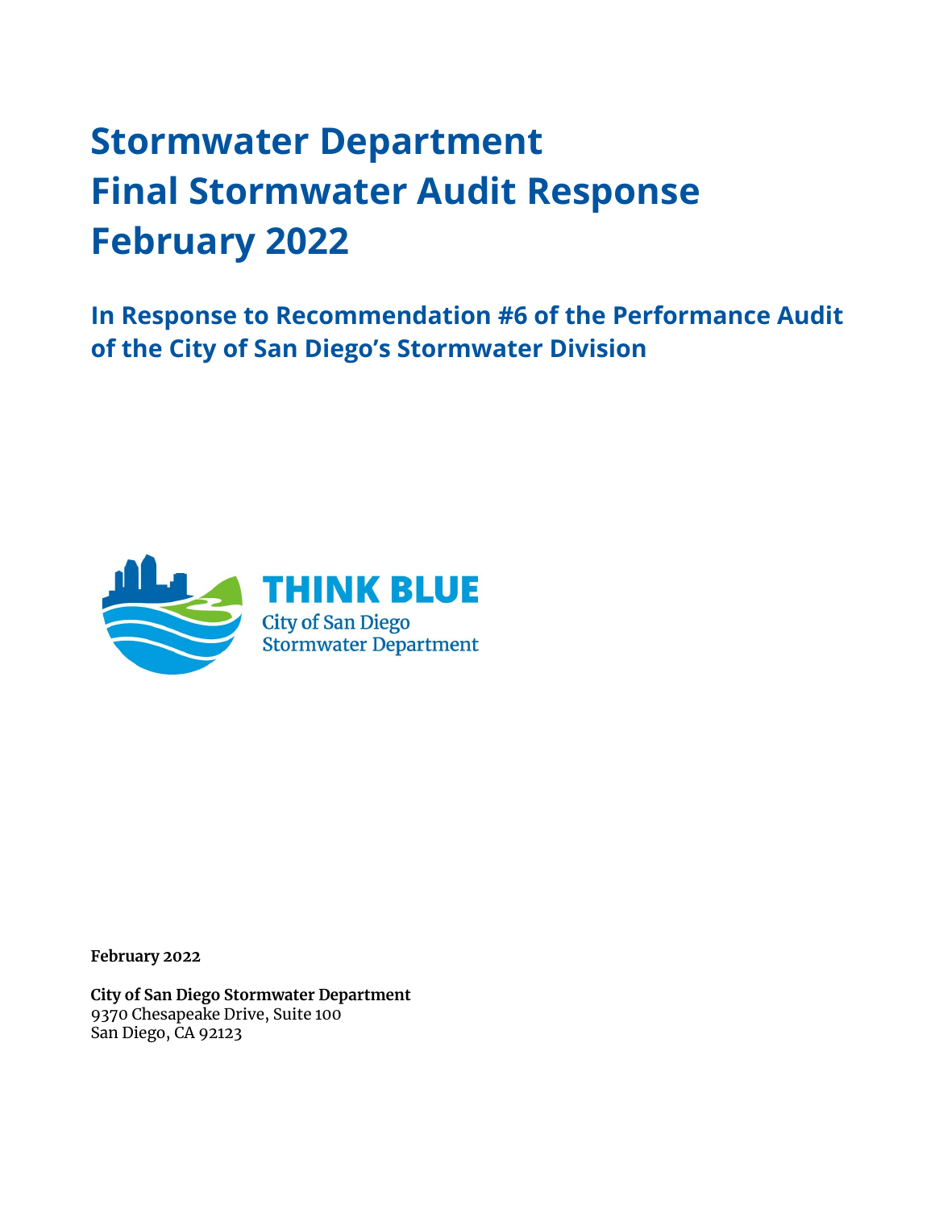# Stormwater Department
# Final Stormwater Audit Response
# February 2022

## In Response to Recommendation #6 of the Performance Audit of the City of San Diego's Stormwater Division

**THINK BLUE**
City of San Diego
Stormwater Department

**February 2022**

**City of San Diego Stormwater Department**
9370 Chesapeake Drive, Suite 100
San Diego, CA 92123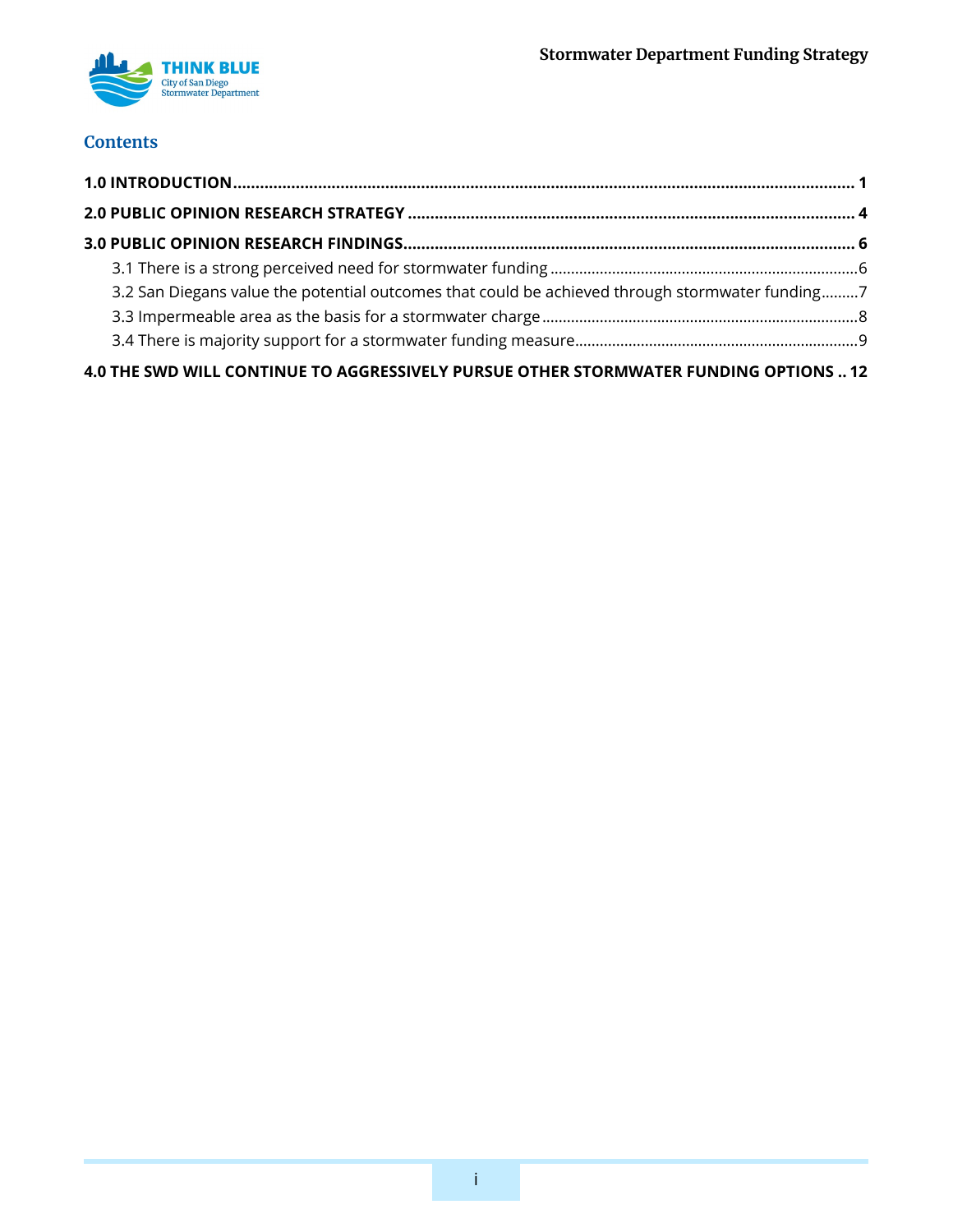## Contents

**1.0 INTRODUCTION** .......... **1**

**2.0 PUBLIC OPINION RESEARCH STRATEGY** .......... **4**

**3.0 PUBLIC OPINION RESEARCH FINDINGS** .......... **6**

- 3.1 There is a strong perceived need for stormwater funding .......... 6
- 3.2 San Diegans value the potential outcomes that could be achieved through stormwater funding .......... 7
- 3.3 Impermeable area as the basis for a stormwater charge .......... 8
- 3.4 There is majority support for a stormwater funding measure .......... 9

**4.0 THE SWD WILL CONTINUE TO AGGRESSIVELY PURSUE OTHER STORMWATER FUNDING OPTIONS** .......... **12**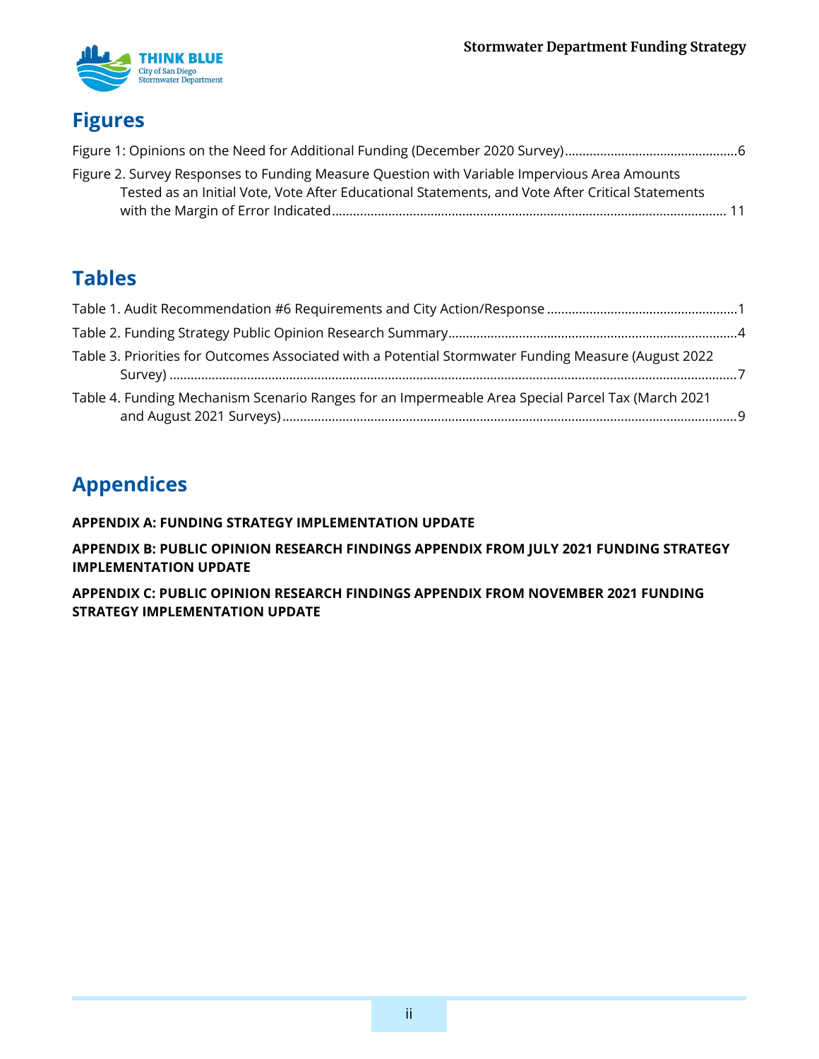## Figures

Figure 1: Opinions on the Need for Additional Funding (December 2020 Survey)......6

Figure 2. Survey Responses to Funding Measure Question with Variable Impervious Area Amounts Tested as an Initial Vote, Vote After Educational Statements, and Vote After Critical Statements with the Margin of Error Indicated...... 11

## Tables

Table 1. Audit Recommendation #6 Requirements and City Action/Response......1

Table 2. Funding Strategy Public Opinion Research Summary......4

Table 3. Priorities for Outcomes Associated with a Potential Stormwater Funding Measure (August 2022 Survey)......7

Table 4. Funding Mechanism Scenario Ranges for an Impermeable Area Special Parcel Tax (March 2021 and August 2021 Surveys)......9

## Appendices

**APPENDIX A: FUNDING STRATEGY IMPLEMENTATION UPDATE**

**APPENDIX B: PUBLIC OPINION RESEARCH FINDINGS APPENDIX FROM JULY 2021 FUNDING STRATEGY IMPLEMENTATION UPDATE**

**APPENDIX C: PUBLIC OPINION RESEARCH FINDINGS APPENDIX FROM NOVEMBER 2021 FUNDING STRATEGY IMPLEMENTATION UPDATE**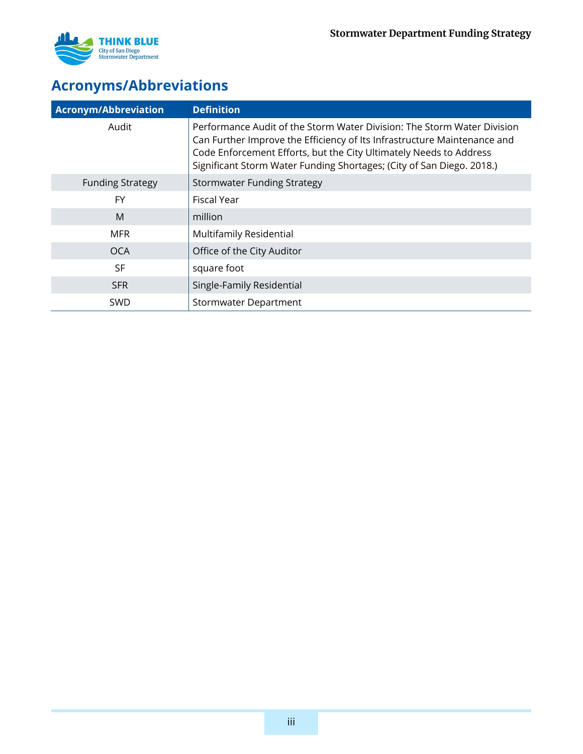## Acronyms/Abbreviations

| Acronym/Abbreviation | Definition |
|---|---|
| Audit | Performance Audit of the Storm Water Division: The Storm Water Division Can Further Improve the Efficiency of Its Infrastructure Maintenance and Code Enforcement Efforts, but the City Ultimately Needs to Address Significant Storm Water Funding Shortages; (City of San Diego. 2018.) |
| Funding Strategy | Stormwater Funding Strategy |
| FY | Fiscal Year |
| M | million |
| MFR | Multifamily Residential |
| OCA | Office of the City Auditor |
| SF | square foot |
| SFR | Single-Family Residential |
| SWD | Stormwater Department |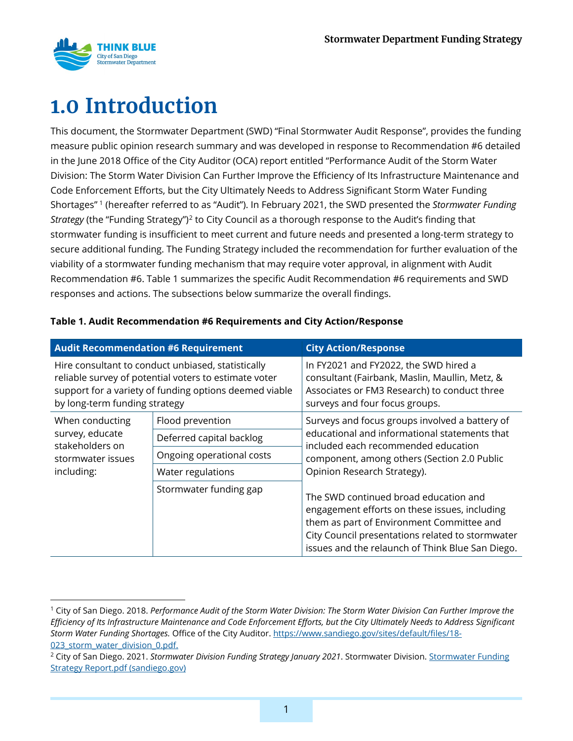# 1.0 Introduction

This document, the Stormwater Department (SWD) "Final Stormwater Audit Response", provides the funding measure public opinion research summary and was developed in response to Recommendation #6 detailed in the June 2018 Office of the City Auditor (OCA) report entitled "Performance Audit of the Storm Water Division: The Storm Water Division Can Further Improve the Efficiency of Its Infrastructure Maintenance and Code Enforcement Efforts, but the City Ultimately Needs to Address Significant Storm Water Funding Shortages" [1] (hereafter referred to as "Audit"). In February 2021, the SWD presented the *Stormwater Funding Strategy* (the "Funding Strategy")[2] to City Council as a thorough response to the Audit's finding that stormwater funding is insufficient to meet current and future needs and presented a long-term strategy to secure additional funding. The Funding Strategy included the recommendation for further evaluation of the viability of a stormwater funding mechanism that may require voter approval, in alignment with Audit Recommendation #6. Table 1 summarizes the specific Audit Recommendation #6 requirements and SWD responses and actions. The subsections below summarize the overall findings.

**Table 1. Audit Recommendation #6 Requirements and City Action/Response**

| Audit Recommendation #6 Requirement | | City Action/Response |
|---|---|---|
| Hire consultant to conduct unbiased, statistically reliable survey of potential voters to estimate voter support for a variety of funding options deemed viable by long-term funding strategy | | In FY2021 and FY2022, the SWD hired a consultant (Fairbank, Maslin, Maullin, Metz, & Associates or FM3 Research) to conduct three surveys and four focus groups. |
| When conducting survey, educate stakeholders on stormwater issues including: | Flood prevention | Surveys and focus groups involved a battery of educational and informational statements that included each recommended education component, among others (Section 2.0 Public Opinion Research Strategy). |
| | Deferred capital backlog | |
| | Ongoing operational costs | |
| | Water regulations | |
| | Stormwater funding gap | The SWD continued broad education and engagement efforts on these issues, including them as part of Environment Committee and City Council presentations related to stormwater issues and the relaunch of Think Blue San Diego. |

[1] City of San Diego. 2018. *Performance Audit of the Storm Water Division: The Storm Water Division Can Further Improve the Efficiency of Its Infrastructure Maintenance and Code Enforcement Efforts, but the City Ultimately Needs to Address Significant Storm Water Funding Shortages.* Office of the City Auditor. https://www.sandiego.gov/sites/default/files/18-023_storm_water_division_0.pdf.

[2] City of San Diego. 2021. *Stormwater Division Funding Strategy January 2021*. Stormwater Division. Stormwater Funding Strategy Report.pdf (sandiego.gov)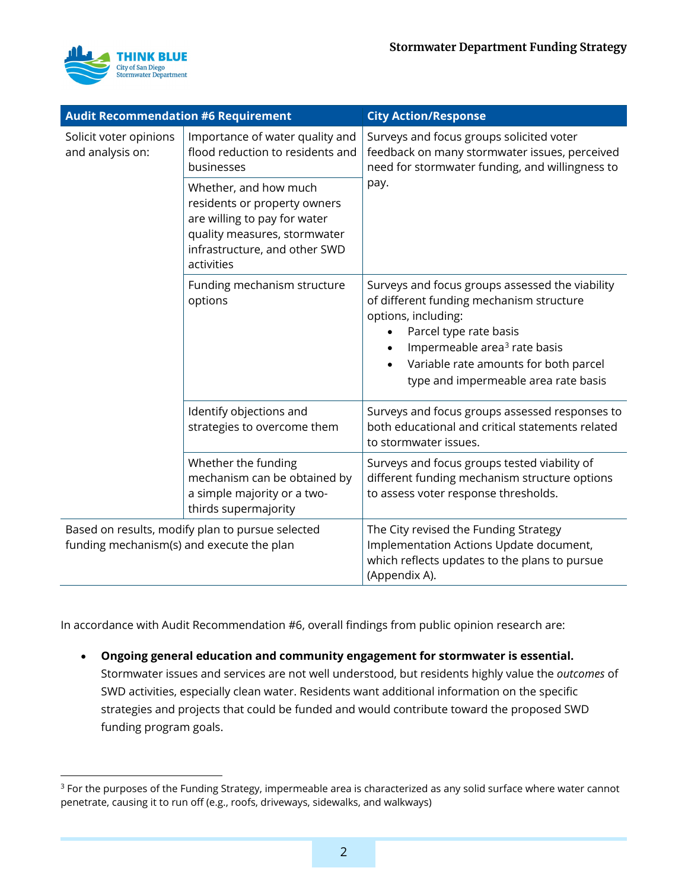| Audit Recommendation #6 Requirement | | City Action/Response |
|---|---|---|
| Solicit voter opinions and analysis on: | Importance of water quality and flood reduction to residents and businesses | Surveys and focus groups solicited voter feedback on many stormwater issues, perceived need for stormwater funding, and willingness to pay. |
| | Whether, and how much residents or property owners are willing to pay for water quality measures, stormwater infrastructure, and other SWD activities | |
| | Funding mechanism structure options | Surveys and focus groups assessed the viability of different funding mechanism structure options, including: <br>• Parcel type rate basis <br>• Impermeable area[3] rate basis <br>• Variable rate amounts for both parcel type and impermeable area rate basis |
| | Identify objections and strategies to overcome them | Surveys and focus groups assessed responses to both educational and critical statements related to stormwater issues. |
| | Whether the funding mechanism can be obtained by a simple majority or a two-thirds supermajority | Surveys and focus groups tested viability of different funding mechanism structure options to assess voter response thresholds. |
| Based on results, modify plan to pursue selected funding mechanism(s) and execute the plan | | The City revised the Funding Strategy Implementation Actions Update document, which reflects updates to the plans to pursue (Appendix A). |

In accordance with Audit Recommendation #6, overall findings from public opinion research are:

- **Ongoing general education and community engagement for stormwater is essential.** Stormwater issues and services are not well understood, but residents highly value the *outcomes* of SWD activities, especially clean water. Residents want additional information on the specific strategies and projects that could be funded and would contribute toward the proposed SWD funding program goals.

[3] For the purposes of the Funding Strategy, impermeable area is characterized as any solid surface where water cannot penetrate, causing it to run off (e.g., roofs, driveways, sidewalks, and walkways)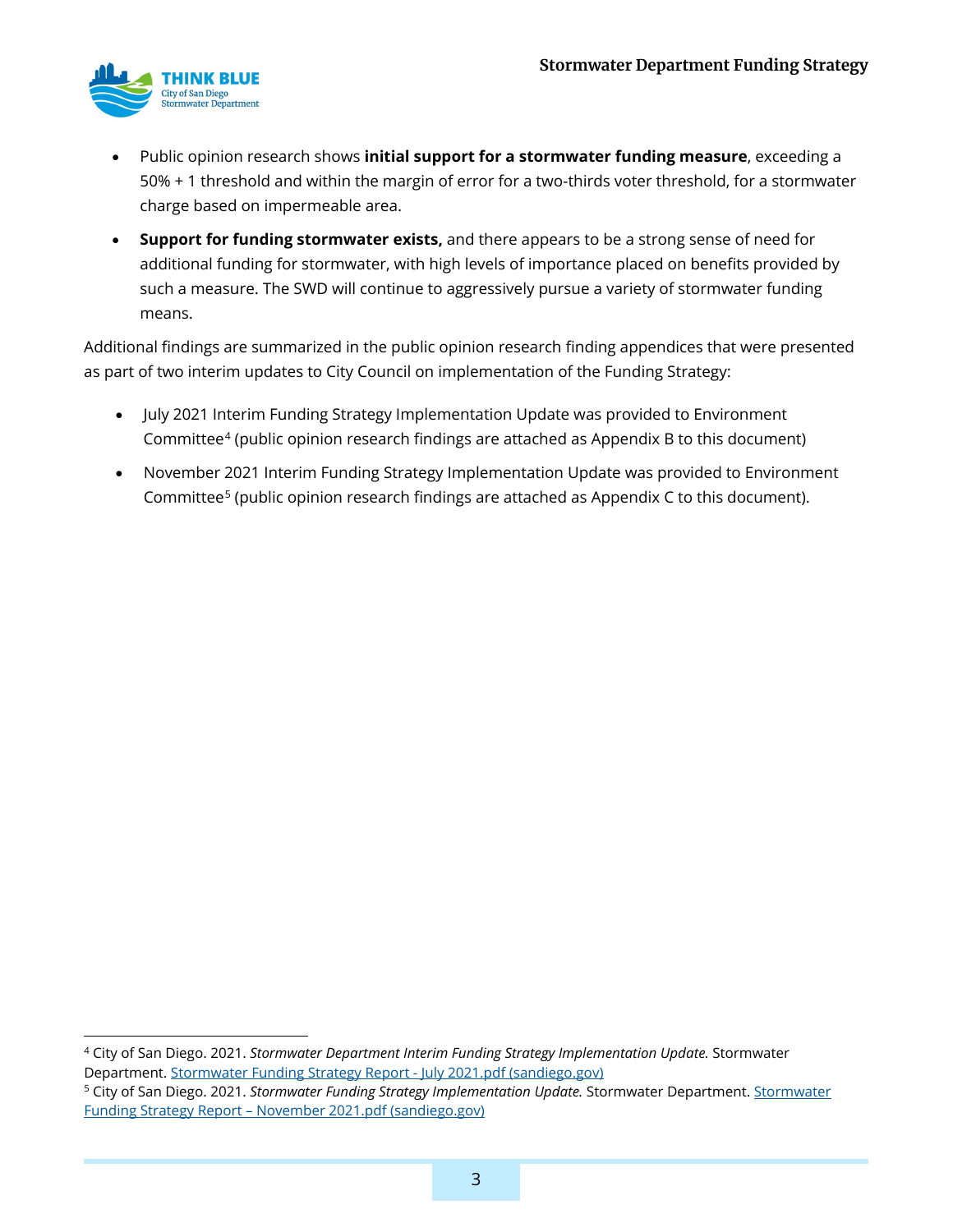- Public opinion research shows **initial support for a stormwater funding measure**, exceeding a 50% + 1 threshold and within the margin of error for a two-thirds voter threshold, for a stormwater charge based on impermeable area.
- **Support for funding stormwater exists,** and there appears to be a strong sense of need for additional funding for stormwater, with high levels of importance placed on benefits provided by such a measure. The SWD will continue to aggressively pursue a variety of stormwater funding means.

Additional findings are summarized in the public opinion research finding appendices that were presented as part of two interim updates to City Council on implementation of the Funding Strategy:

- July 2021 Interim Funding Strategy Implementation Update was provided to Environment Committee[4] (public opinion research findings are attached as Appendix B to this document)
- November 2021 Interim Funding Strategy Implementation Update was provided to Environment Committee[5] (public opinion research findings are attached as Appendix C to this document).

---

[4] City of San Diego. 2021. *Stormwater Department Interim Funding Strategy Implementation Update.* Stormwater Department. [Stormwater Funding Strategy Report - July 2021.pdf (sandiego.gov)]

[5] City of San Diego. 2021. *Stormwater Funding Strategy Implementation Update.* Stormwater Department. [Stormwater Funding Strategy Report – November 2021.pdf (sandiego.gov)]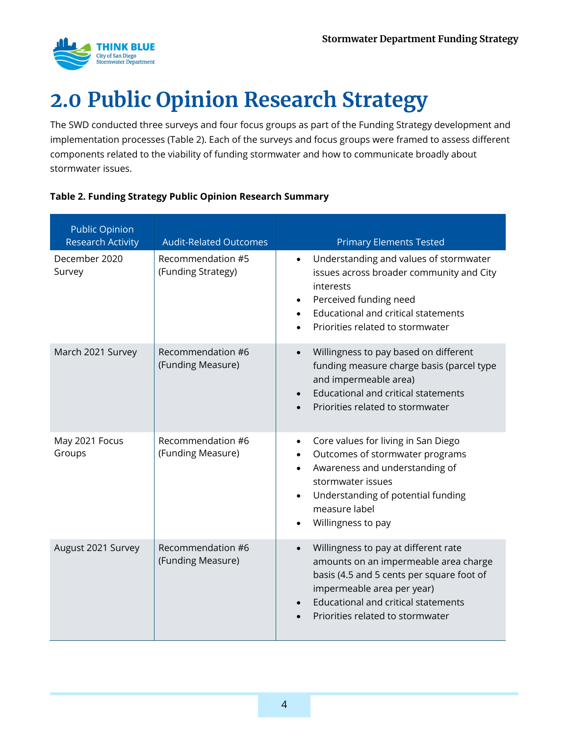# 2.0 Public Opinion Research Strategy

The SWD conducted three surveys and four focus groups as part of the Funding Strategy development and implementation processes (Table 2). Each of the surveys and focus groups were framed to assess different components related to the viability of funding stormwater and how to communicate broadly about stormwater issues.

**Table 2. Funding Strategy Public Opinion Research Summary**

| Public Opinion Research Activity | Audit-Related Outcomes | Primary Elements Tested |
|---|---|---|
| December 2020 Survey | Recommendation #5 (Funding Strategy) | • Understanding and values of stormwater issues across broader community and City interests<br>• Perceived funding need<br>• Educational and critical statements<br>• Priorities related to stormwater |
| March 2021 Survey | Recommendation #6 (Funding Measure) | • Willingness to pay based on different funding measure charge basis (parcel type and impermeable area)<br>• Educational and critical statements<br>• Priorities related to stormwater |
| May 2021 Focus Groups | Recommendation #6 (Funding Measure) | • Core values for living in San Diego<br>• Outcomes of stormwater programs<br>• Awareness and understanding of stormwater issues<br>• Understanding of potential funding measure label<br>• Willingness to pay |
| August 2021 Survey | Recommendation #6 (Funding Measure) | • Willingness to pay at different rate amounts on an impermeable area charge basis (4.5 and 5 cents per square foot of impermeable area per year)<br>• Educational and critical statements<br>• Priorities related to stormwater |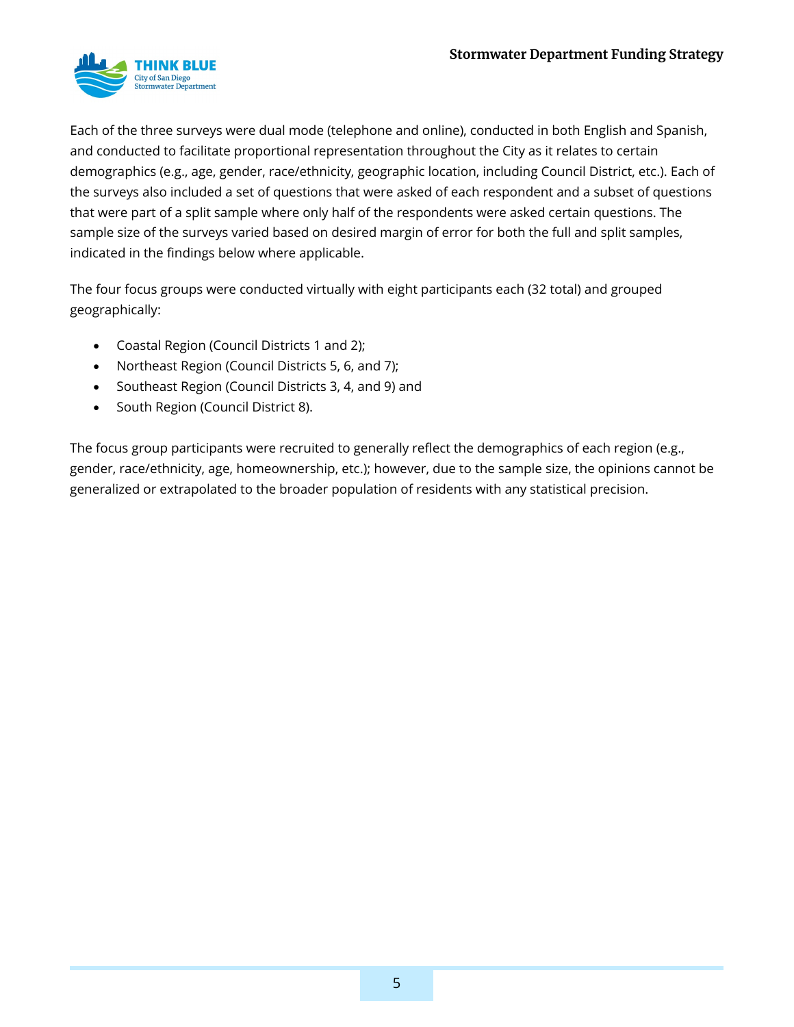Each of the three surveys were dual mode (telephone and online), conducted in both English and Spanish, and conducted to facilitate proportional representation throughout the City as it relates to certain demographics (e.g., age, gender, race/ethnicity, geographic location, including Council District, etc.). Each of the surveys also included a set of questions that were asked of each respondent and a subset of questions that were part of a split sample where only half of the respondents were asked certain questions. The sample size of the surveys varied based on desired margin of error for both the full and split samples, indicated in the findings below where applicable.

The four focus groups were conducted virtually with eight participants each (32 total) and grouped geographically:

- Coastal Region (Council Districts 1 and 2);
- Northeast Region (Council Districts 5, 6, and 7);
- Southeast Region (Council Districts 3, 4, and 9) and
- South Region (Council District 8).

The focus group participants were recruited to generally reflect the demographics of each region (e.g., gender, race/ethnicity, age, homeownership, etc.); however, due to the sample size, the opinions cannot be generalized or extrapolated to the broader population of residents with any statistical precision.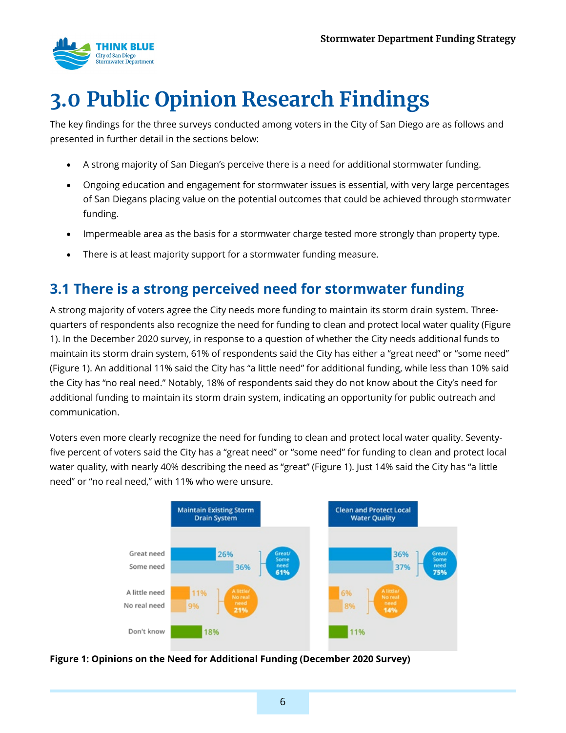# 3.0 Public Opinion Research Findings

The key findings for the three surveys conducted among voters in the City of San Diego are as follows and presented in further detail in the sections below:

- A strong majority of San Diegan's perceive there is a need for additional stormwater funding.
- Ongoing education and engagement for stormwater issues is essential, with very large percentages of San Diegans placing value on the potential outcomes that could be achieved through stormwater funding.
- Impermeable area as the basis for a stormwater charge tested more strongly than property type.
- There is at least majority support for a stormwater funding measure.

## 3.1 There is a strong perceived need for stormwater funding

A strong majority of voters agree the City needs more funding to maintain its storm drain system. Three-quarters of respondents also recognize the need for funding to clean and protect local water quality (Figure 1). In the December 2020 survey, in response to a question of whether the City needs additional funds to maintain its storm drain system, 61% of respondents said the City has either a "great need" or "some need" (Figure 1). An additional 11% said the City has "a little need" for additional funding, while less than 10% said the City has "no real need." Notably, 18% of respondents said they do not know about the City's need for additional funding to maintain its storm drain system, indicating an opportunity for public outreach and communication.

Voters even more clearly recognize the need for funding to clean and protect local water quality. Seventy-five percent of voters said the City has a "great need" or "some need" for funding to clean and protect local water quality, with nearly 40% describing the need as "great" (Figure 1). Just 14% said the City has "a little need" or "no real need," with 11% who were unsure.

| | Maintain Existing Storm Drain System | Clean and Protect Local Water Quality |
|---|---|---|
| Great need | 26% | 36% |
| Some need | 36% | 37% |
| *Great/Some need* | *61%* | *75%* |
| A little need | 11% | 6% |
| No real need | 9% | 8% |
| *A little/No real need* | *21%* | *14%* |
| Don't know | 18% | 11% |

**Figure 1: Opinions on the Need for Additional Funding (December 2020 Survey)**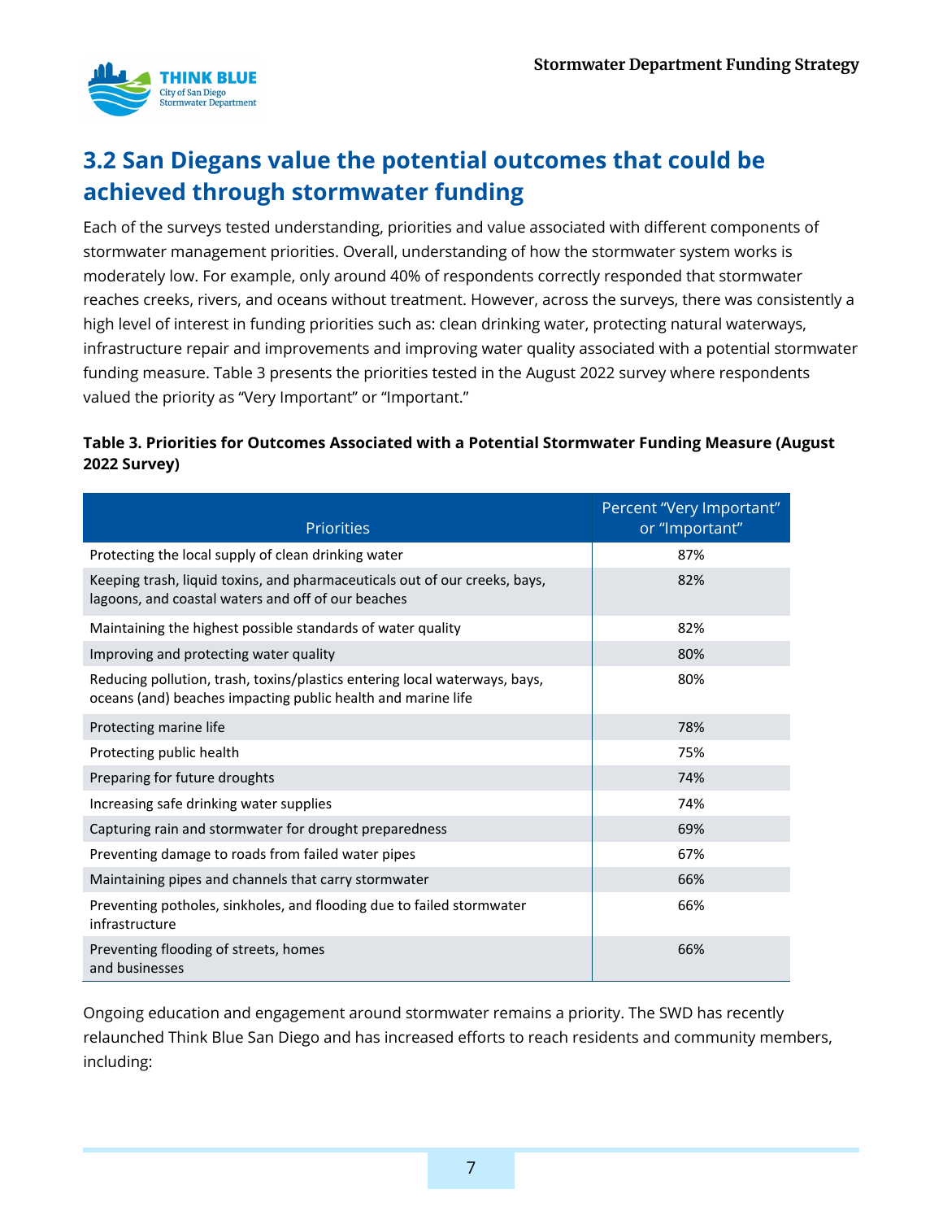## 3.2 San Diegans value the potential outcomes that could be achieved through stormwater funding

Each of the surveys tested understanding, priorities and value associated with different components of stormwater management priorities. Overall, understanding of how the stormwater system works is moderately low. For example, only around 40% of respondents correctly responded that stormwater reaches creeks, rivers, and oceans without treatment. However, across the surveys, there was consistently a high level of interest in funding priorities such as: clean drinking water, protecting natural waterways, infrastructure repair and improvements and improving water quality associated with a potential stormwater funding measure. Table 3 presents the priorities tested in the August 2022 survey where respondents valued the priority as "Very Important" or "Important."

**Table 3. Priorities for Outcomes Associated with a Potential Stormwater Funding Measure (August 2022 Survey)**

| Priorities | Percent "Very Important" or "Important" |
|---|---|
| Protecting the local supply of clean drinking water | 87% |
| Keeping trash, liquid toxins, and pharmaceuticals out of our creeks, bays, lagoons, and coastal waters and off of our beaches | 82% |
| Maintaining the highest possible standards of water quality | 82% |
| Improving and protecting water quality | 80% |
| Reducing pollution, trash, toxins/plastics entering local waterways, bays, oceans (and) beaches impacting public health and marine life | 80% |
| Protecting marine life | 78% |
| Protecting public health | 75% |
| Preparing for future droughts | 74% |
| Increasing safe drinking water supplies | 74% |
| Capturing rain and stormwater for drought preparedness | 69% |
| Preventing damage to roads from failed water pipes | 67% |
| Maintaining pipes and channels that carry stormwater | 66% |
| Preventing potholes, sinkholes, and flooding due to failed stormwater infrastructure | 66% |
| Preventing flooding of streets, homes and businesses | 66% |

Ongoing education and engagement around stormwater remains a priority. The SWD has recently relaunched Think Blue San Diego and has increased efforts to reach residents and community members, including: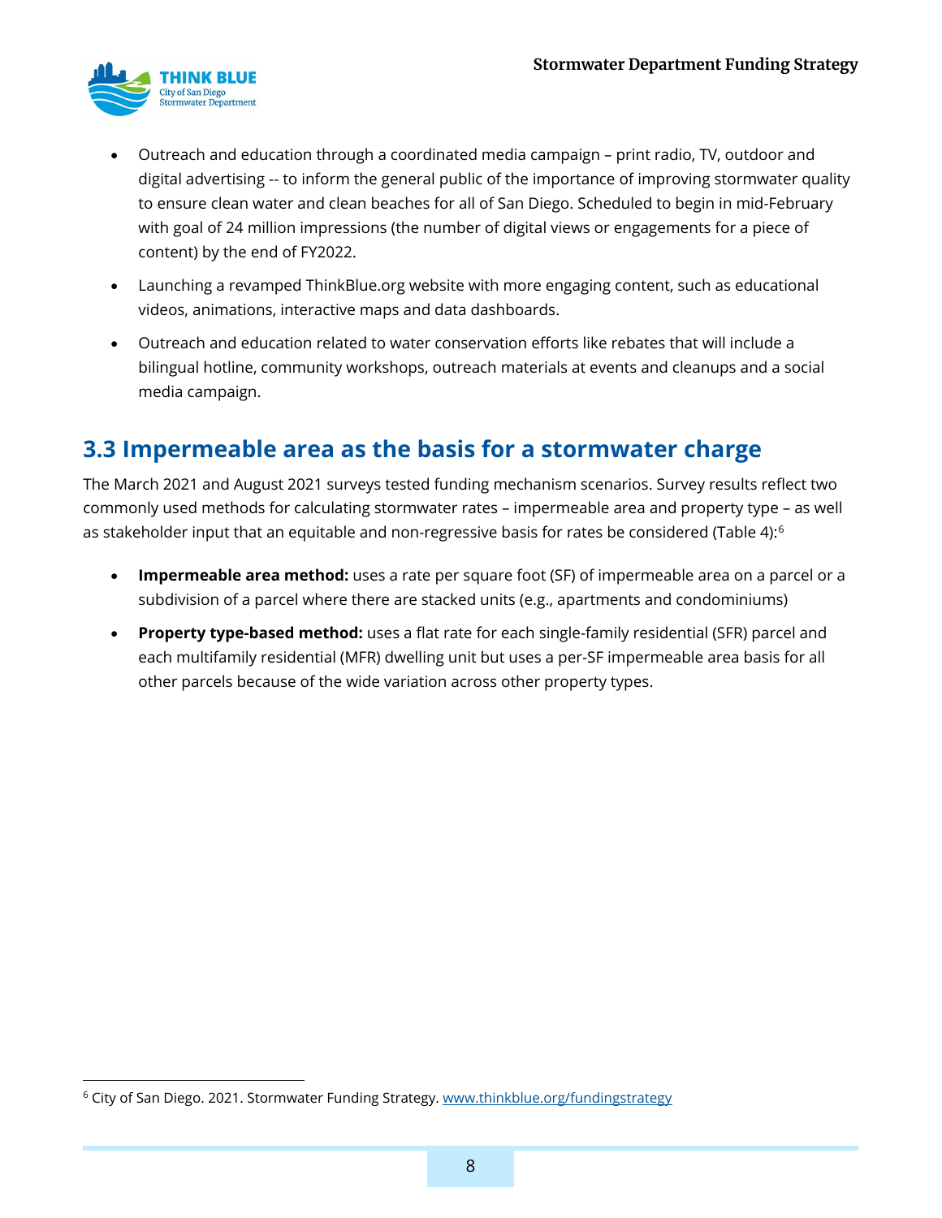- Outreach and education through a coordinated media campaign – print radio, TV, outdoor and digital advertising -- to inform the general public of the importance of improving stormwater quality to ensure clean water and clean beaches for all of San Diego. Scheduled to begin in mid-February with goal of 24 million impressions (the number of digital views or engagements for a piece of content) by the end of FY2022.
- Launching a revamped ThinkBlue.org website with more engaging content, such as educational videos, animations, interactive maps and data dashboards.
- Outreach and education related to water conservation efforts like rebates that will include a bilingual hotline, community workshops, outreach materials at events and cleanups and a social media campaign.

## 3.3 Impermeable area as the basis for a stormwater charge

The March 2021 and August 2021 surveys tested funding mechanism scenarios. Survey results reflect two commonly used methods for calculating stormwater rates – impermeable area and property type – as well as stakeholder input that an equitable and non-regressive basis for rates be considered (Table 4):[6]

- **Impermeable area method:** uses a rate per square foot (SF) of impermeable area on a parcel or a subdivision of a parcel where there are stacked units (e.g., apartments and condominiums)
- **Property type-based method:** uses a flat rate for each single-family residential (SFR) parcel and each multifamily residential (MFR) dwelling unit but uses a per-SF impermeable area basis for all other parcels because of the wide variation across other property types.

[6] City of San Diego. 2021. Stormwater Funding Strategy. www.thinkblue.org/fundingstrategy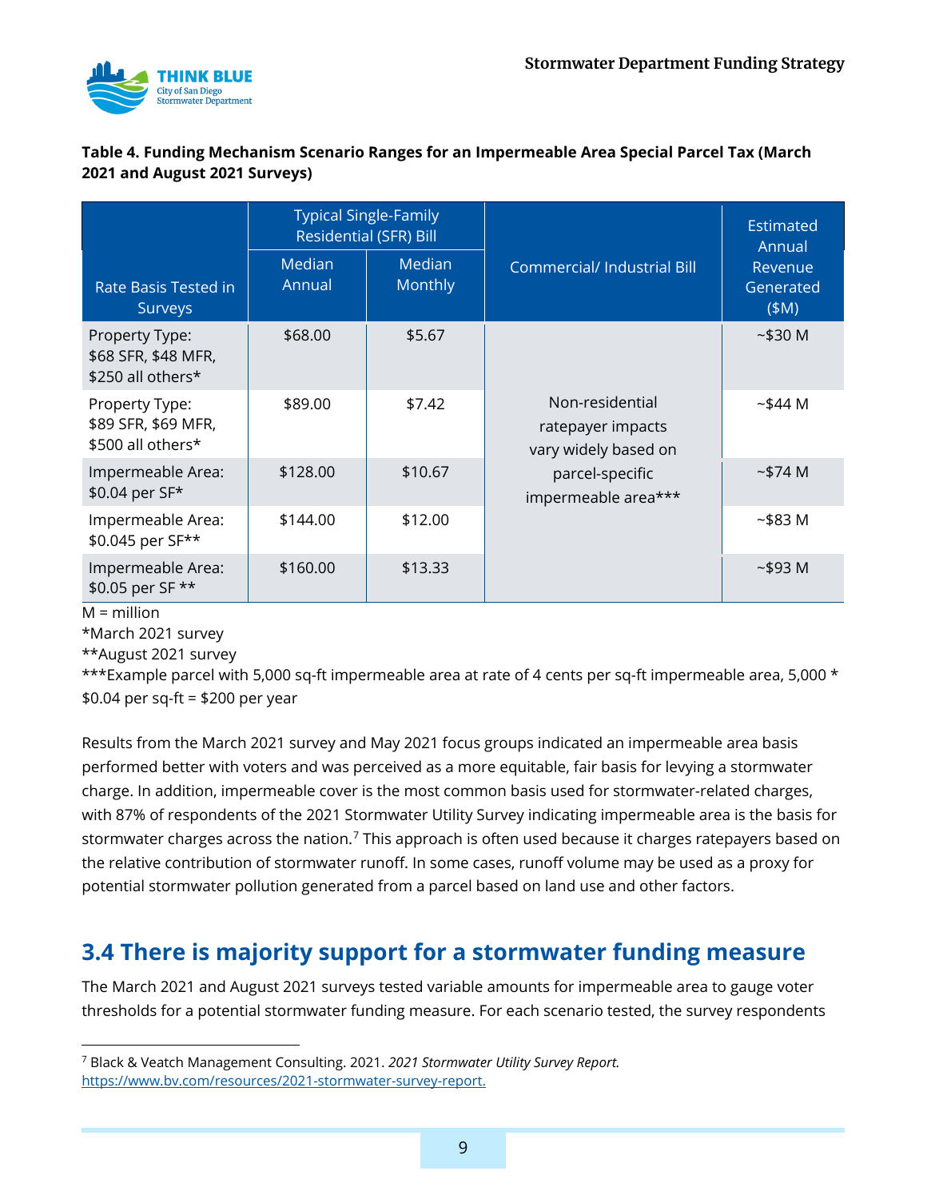**Table 4. Funding Mechanism Scenario Ranges for an Impermeable Area Special Parcel Tax (March 2021 and August 2021 Surveys)**

| Rate Basis Tested in Surveys | Typical Single-Family Residential (SFR) Bill | | Commercial/ Industrial Bill | Estimated Annual Revenue Generated ($M) |
|---|---|---|---|---|
| | Median Annual | Median Monthly | | |
| Property Type: $68 SFR, $48 MFR, $250 all others* | $68.00 | $5.67 | Non-residential ratepayer impacts vary widely based on parcel-specific impermeable area*** | ~$30 M |
| Property Type: $89 SFR, $69 MFR, $500 all others* | $89.00 | $7.42 | | ~$44 M |
| Impermeable Area: $0.04 per SF* | $128.00 | $10.67 | | ~$74 M |
| Impermeable Area: $0.045 per SF** | $144.00 | $12.00 | | ~$83 M |
| Impermeable Area: $0.05 per SF ** | $160.00 | $13.33 | | ~$93 M |

M = million

*March 2021 survey

**August 2021 survey

***Example parcel with 5,000 sq-ft impermeable area at rate of 4 cents per sq-ft impermeable area, 5,000 * $0.04 per sq-ft = $200 per year

Results from the March 2021 survey and May 2021 focus groups indicated an impermeable area basis performed better with voters and was perceived as a more equitable, fair basis for levying a stormwater charge. In addition, impermeable cover is the most common basis used for stormwater-related charges, with 87% of respondents of the 2021 Stormwater Utility Survey indicating impermeable area is the basis for stormwater charges across the nation.[7] This approach is often used because it charges ratepayers based on the relative contribution of stormwater runoff. In some cases, runoff volume may be used as a proxy for potential stormwater pollution generated from a parcel based on land use and other factors.

## 3.4 There is majority support for a stormwater funding measure

The March 2021 and August 2021 surveys tested variable amounts for impermeable area to gauge voter thresholds for a potential stormwater funding measure. For each scenario tested, the survey respondents

[7] Black & Veatch Management Consulting. 2021. *2021 Stormwater Utility Survey Report.* https://www.bv.com/resources/2021-stormwater-survey-report.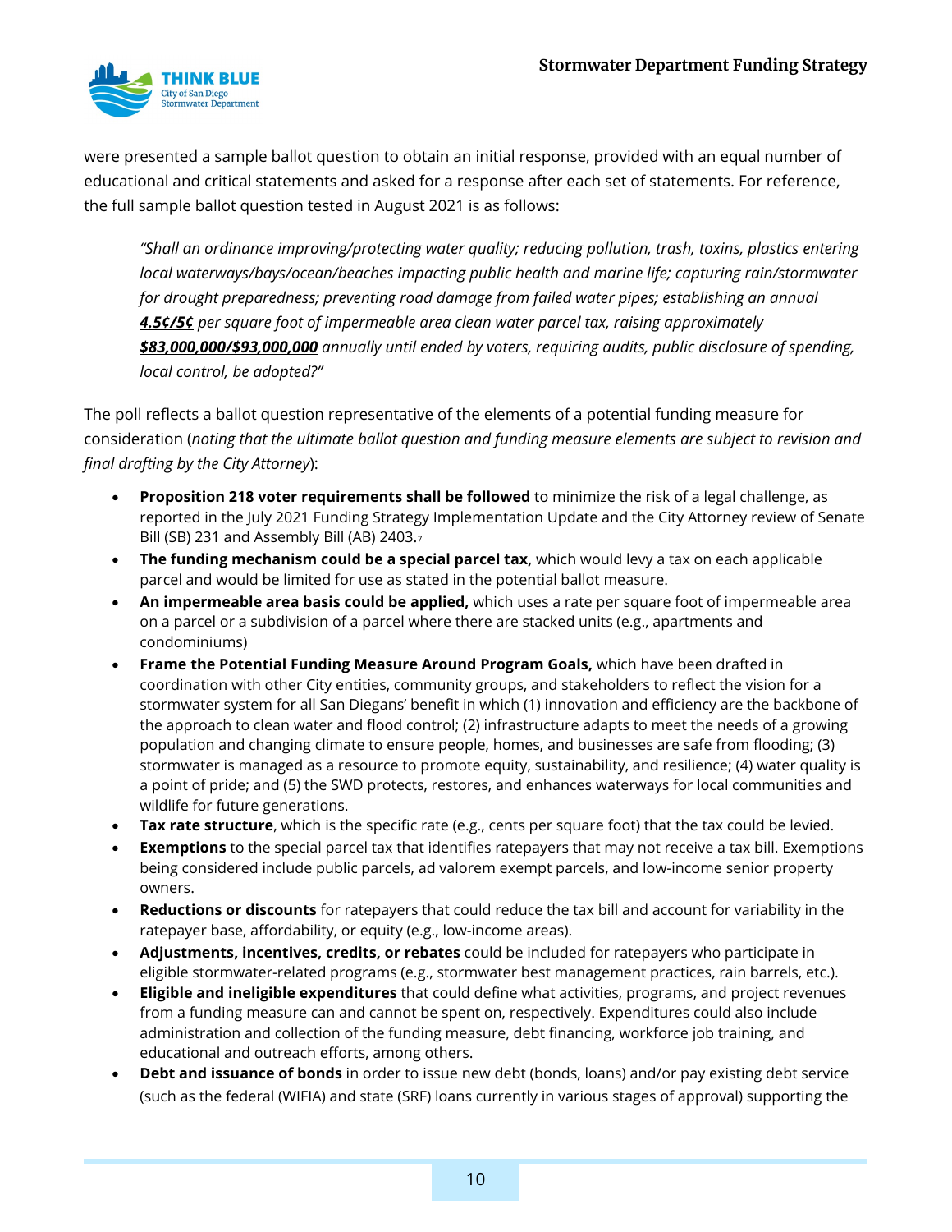were presented a sample ballot question to obtain an initial response, provided with an equal number of educational and critical statements and asked for a response after each set of statements. For reference, the full sample ballot question tested in August 2021 is as follows:

> *"Shall an ordinance improving/protecting water quality; reducing pollution, trash, toxins, plastics entering local waterways/bays/ocean/beaches impacting public health and marine life; capturing rain/stormwater for drought preparedness; preventing road damage from failed water pipes; establishing an annual **4.5¢/5¢** per square foot of impermeable area clean water parcel tax, raising approximately **$83,000,000/$93,000,000** annually until ended by voters, requiring audits, public disclosure of spending, local control, be adopted?"*

The poll reflects a ballot question representative of the elements of a potential funding measure for consideration (*noting that the ultimate ballot question and funding measure elements are subject to revision and final drafting by the City Attorney*):

- **Proposition 218 voter requirements shall be followed** to minimize the risk of a legal challenge, as reported in the July 2021 Funding Strategy Implementation Update and the City Attorney review of Senate Bill (SB) 231 and Assembly Bill (AB) 2403.[7]
- **The funding mechanism could be a special parcel tax,** which would levy a tax on each applicable parcel and would be limited for use as stated in the potential ballot measure.
- **An impermeable area basis could be applied,** which uses a rate per square foot of impermeable area on a parcel or a subdivision of a parcel where there are stacked units (e.g., apartments and condominiums)
- **Frame the Potential Funding Measure Around Program Goals,** which have been drafted in coordination with other City entities, community groups, and stakeholders to reflect the vision for a stormwater system for all San Diegans' benefit in which (1) innovation and efficiency are the backbone of the approach to clean water and flood control; (2) infrastructure adapts to meet the needs of a growing population and changing climate to ensure people, homes, and businesses are safe from flooding; (3) stormwater is managed as a resource to promote equity, sustainability, and resilience; (4) water quality is a point of pride; and (5) the SWD protects, restores, and enhances waterways for local communities and wildlife for future generations.
- **Tax rate structure**, which is the specific rate (e.g., cents per square foot) that the tax could be levied.
- **Exemptions** to the special parcel tax that identifies ratepayers that may not receive a tax bill. Exemptions being considered include public parcels, ad valorem exempt parcels, and low-income senior property owners.
- **Reductions or discounts** for ratepayers that could reduce the tax bill and account for variability in the ratepayer base, affordability, or equity (e.g., low-income areas).
- **Adjustments, incentives, credits, or rebates** could be included for ratepayers who participate in eligible stormwater-related programs (e.g., stormwater best management practices, rain barrels, etc.).
- **Eligible and ineligible expenditures** that could define what activities, programs, and project revenues from a funding measure can and cannot be spent on, respectively. Expenditures could also include administration and collection of the funding measure, debt financing, workforce job training, and educational and outreach efforts, among others.
- **Debt and issuance of bonds** in order to issue new debt (bonds, loans) and/or pay existing debt service (such as the federal (WIFIA) and state (SRF) loans currently in various stages of approval) supporting the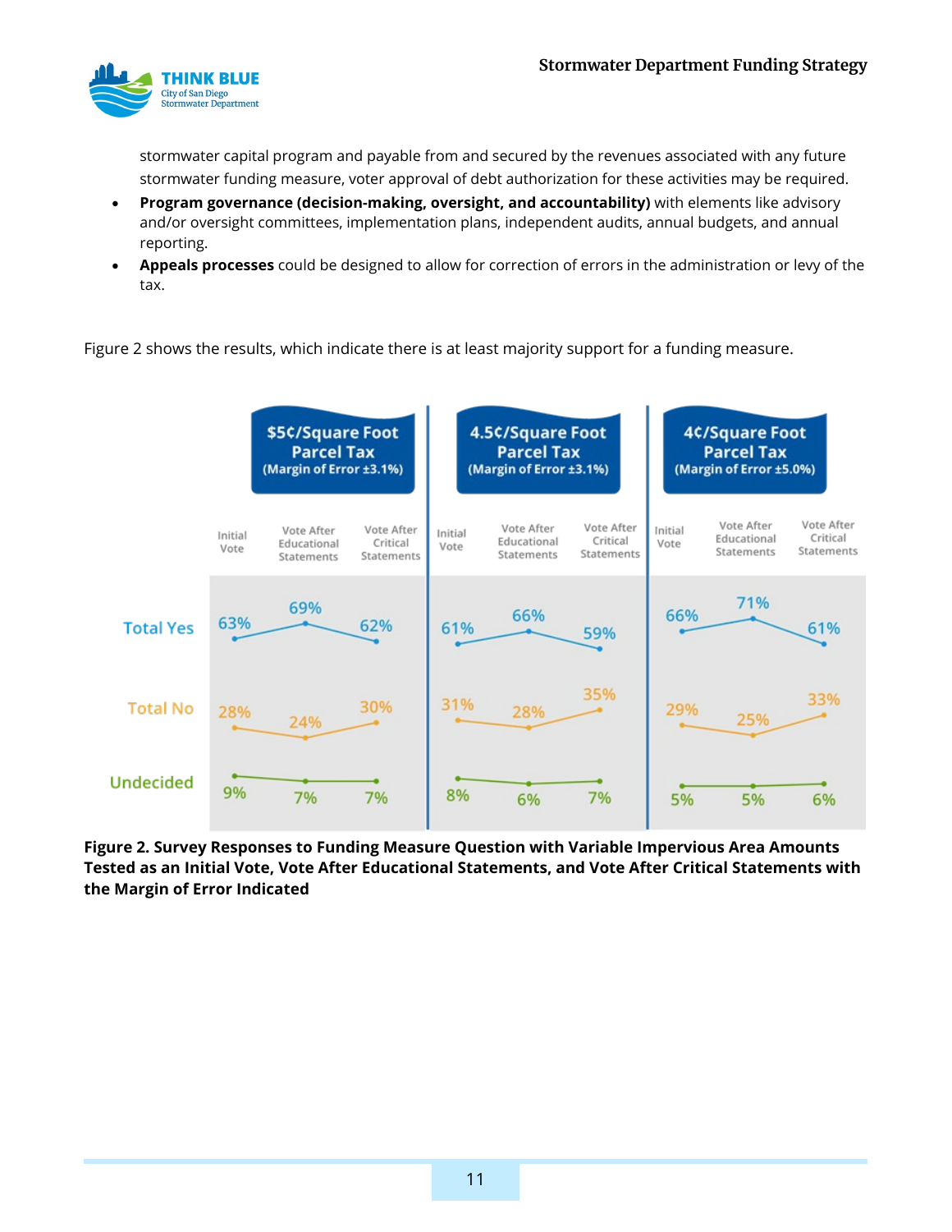stormwater capital program and payable from and secured by the revenues associated with any future stormwater funding measure, voter approval of debt authorization for these activities may be required.

- **Program governance (decision-making, oversight, and accountability)** with elements like advisory and/or oversight committees, implementation plans, independent audits, annual budgets, and annual reporting.
- **Appeals processes** could be designed to allow for correction of errors in the administration or levy of the tax.

Figure 2 shows the results, which indicate there is at least majority support for a funding measure.

| | $5¢/Square Foot Parcel Tax (Margin of Error ±3.1%) | | | 4.5¢/Square Foot Parcel Tax (Margin of Error ±3.1%) | | | 4¢/Square Foot Parcel Tax (Margin of Error ±5.0%) | | |
|---|---|---|---|---|---|---|---|---|---|
| | Initial Vote | Vote After Educational Statements | Vote After Critical Statements | Initial Vote | Vote After Educational Statements | Vote After Critical Statements | Initial Vote | Vote After Educational Statements | Vote After Critical Statements |
| Total Yes | 63% | 69% | 62% | 61% | 66% | 59% | 66% | 71% | 61% |
| Total No | 28% | 24% | 30% | 31% | 28% | 35% | 29% | 25% | 33% |
| Undecided | 9% | 7% | 7% | 8% | 6% | 7% | 5% | 5% | 6% |

**Figure 2. Survey Responses to Funding Measure Question with Variable Impervious Area Amounts Tested as an Initial Vote, Vote After Educational Statements, and Vote After Critical Statements with the Margin of Error Indicated**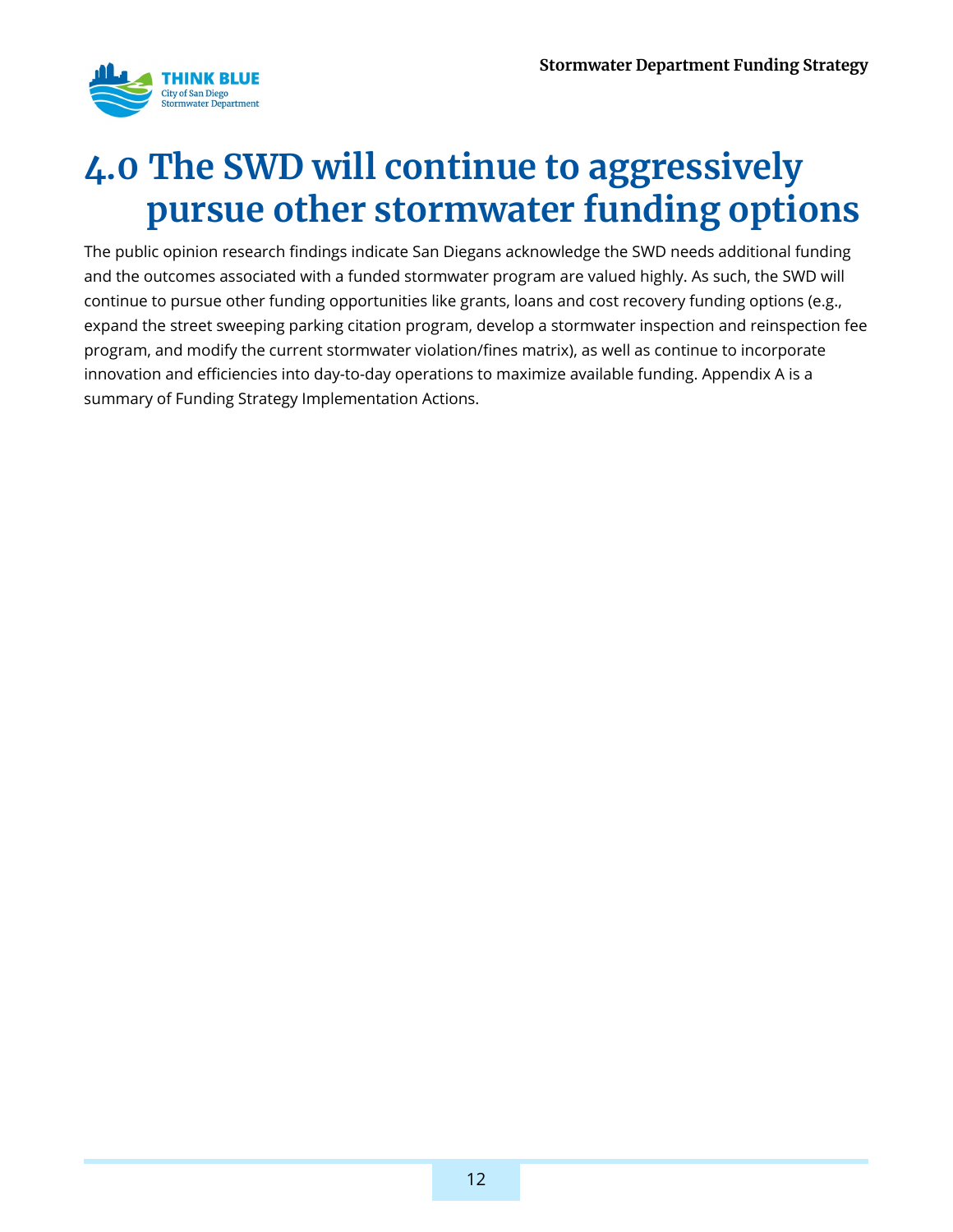# 4.0 The SWD will continue to aggressively pursue other stormwater funding options

The public opinion research findings indicate San Diegans acknowledge the SWD needs additional funding and the outcomes associated with a funded stormwater program are valued highly. As such, the SWD will continue to pursue other funding opportunities like grants, loans and cost recovery funding options (e.g., expand the street sweeping parking citation program, develop a stormwater inspection and reinspection fee program, and modify the current stormwater violation/fines matrix), as well as continue to incorporate innovation and efficiencies into day-to-day operations to maximize available funding. Appendix A is a summary of Funding Strategy Implementation Actions.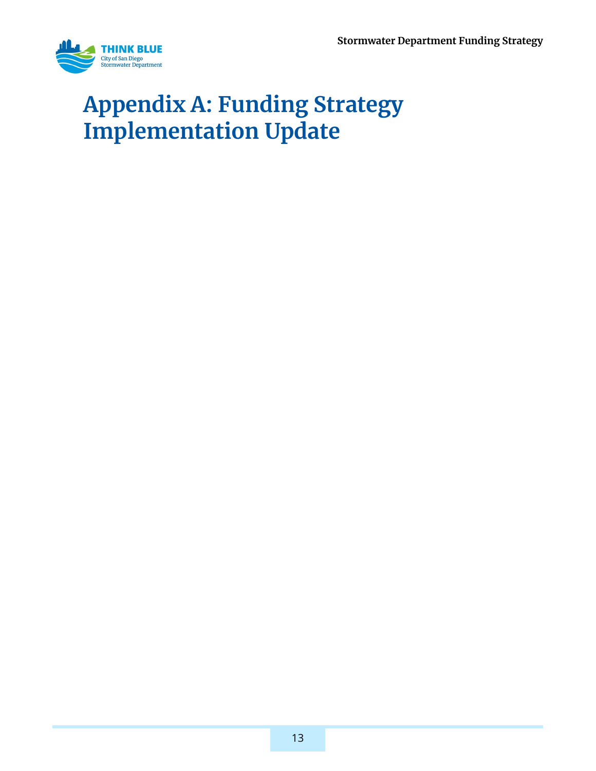# Appendix A: Funding Strategy Implementation Update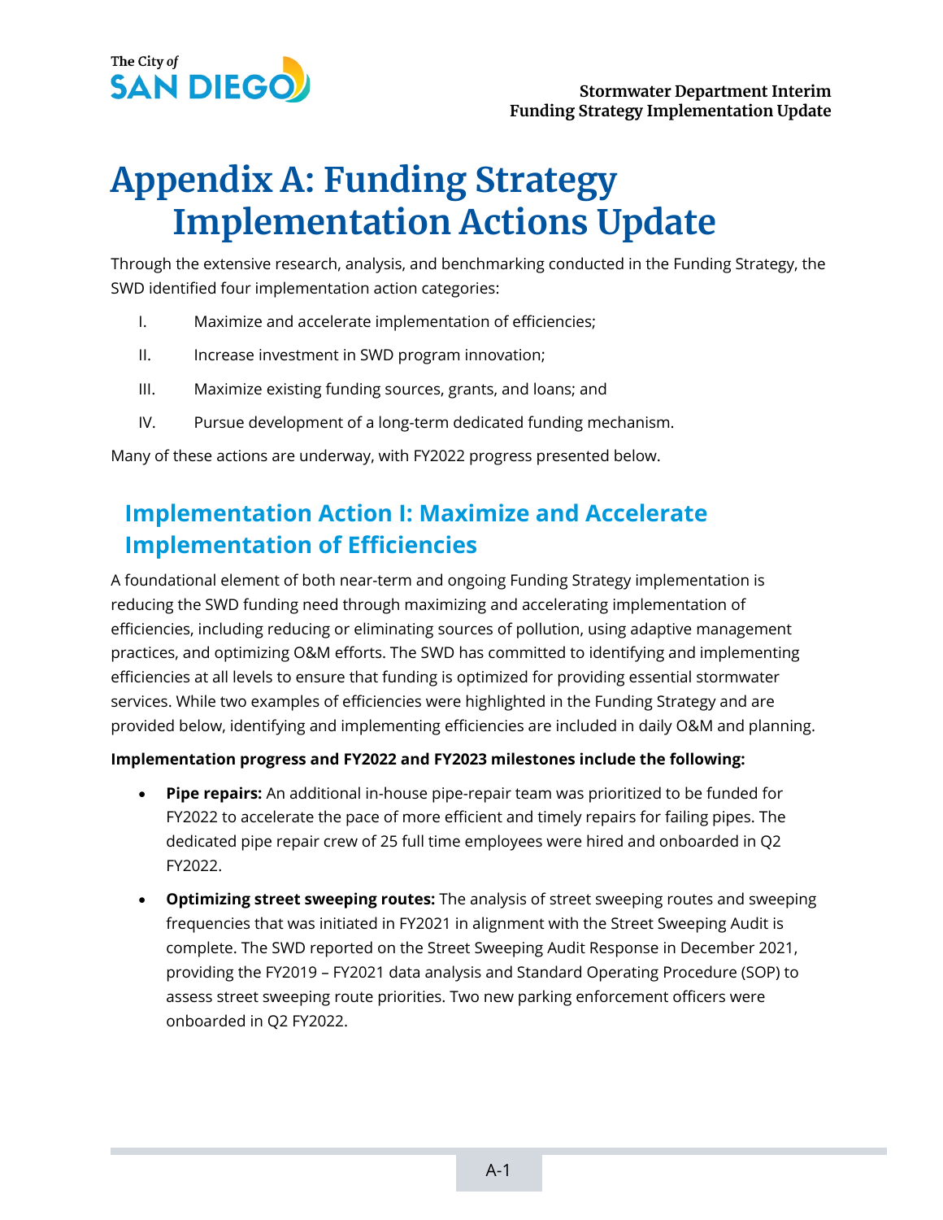# Appendix A: Funding Strategy Implementation Actions Update

Through the extensive research, analysis, and benchmarking conducted in the Funding Strategy, the SWD identified four implementation action categories:

I. Maximize and accelerate implementation of efficiencies;

II. Increase investment in SWD program innovation;

III. Maximize existing funding sources, grants, and loans; and

IV. Pursue development of a long-term dedicated funding mechanism.

Many of these actions are underway, with FY2022 progress presented below.

## Implementation Action I: Maximize and Accelerate Implementation of Efficiencies

A foundational element of both near-term and ongoing Funding Strategy implementation is reducing the SWD funding need through maximizing and accelerating implementation of efficiencies, including reducing or eliminating sources of pollution, using adaptive management practices, and optimizing O&M efforts. The SWD has committed to identifying and implementing efficiencies at all levels to ensure that funding is optimized for providing essential stormwater services. While two examples of efficiencies were highlighted in the Funding Strategy and are provided below, identifying and implementing efficiencies are included in daily O&M and planning.

**Implementation progress and FY2022 and FY2023 milestones include the following:**

- **Pipe repairs:** An additional in-house pipe-repair team was prioritized to be funded for FY2022 to accelerate the pace of more efficient and timely repairs for failing pipes. The dedicated pipe repair crew of 25 full time employees were hired and onboarded in Q2 FY2022.
- **Optimizing street sweeping routes:** The analysis of street sweeping routes and sweeping frequencies that was initiated in FY2021 in alignment with the Street Sweeping Audit is complete. The SWD reported on the Street Sweeping Audit Response in December 2021, providing the FY2019 – FY2021 data analysis and Standard Operating Procedure (SOP) to assess street sweeping route priorities. Two new parking enforcement officers were onboarded in Q2 FY2022.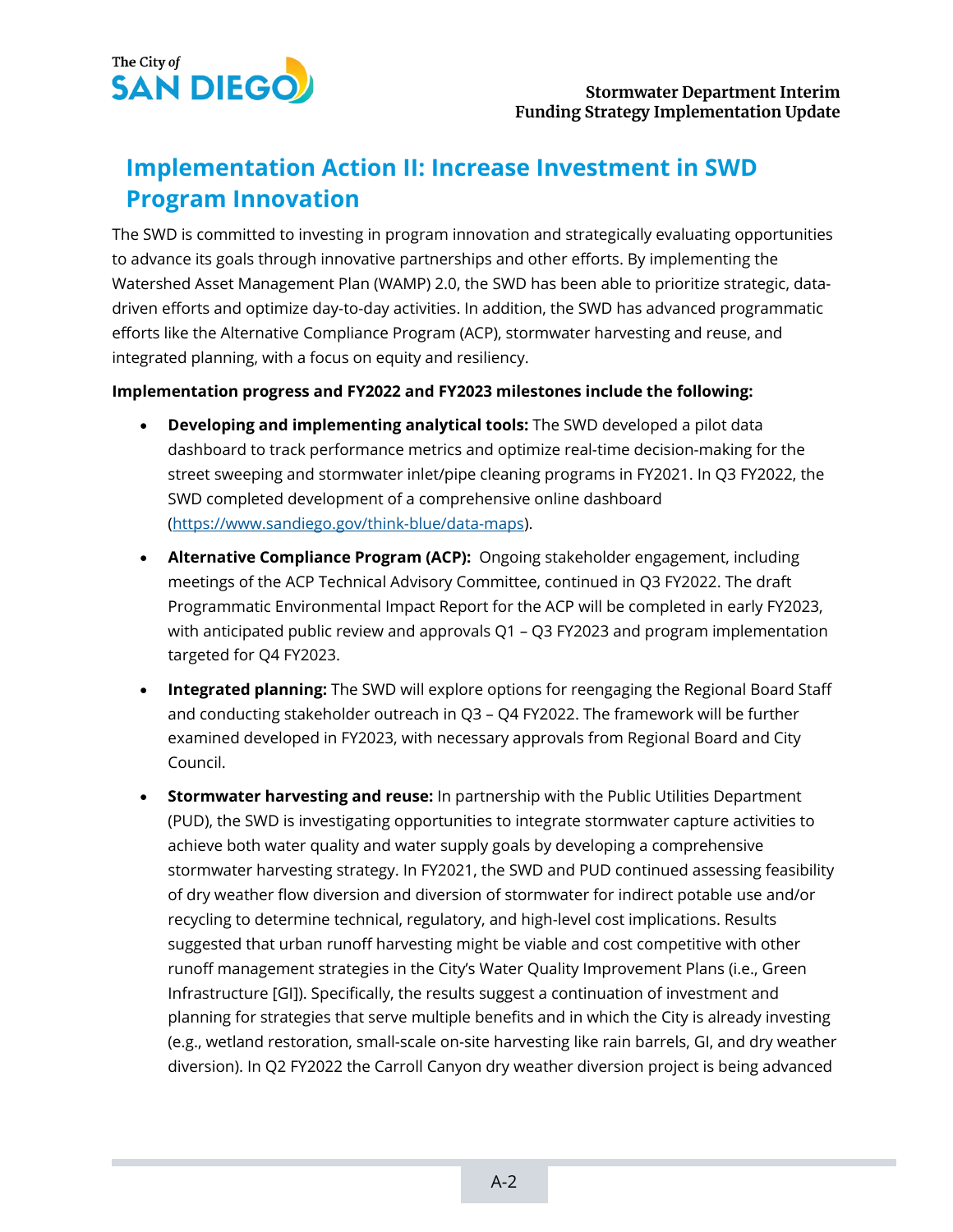## Implementation Action II: Increase Investment in SWD Program Innovation

The SWD is committed to investing in program innovation and strategically evaluating opportunities to advance its goals through innovative partnerships and other efforts. By implementing the Watershed Asset Management Plan (WAMP) 2.0, the SWD has been able to prioritize strategic, data-driven efforts and optimize day-to-day activities. In addition, the SWD has advanced programmatic efforts like the Alternative Compliance Program (ACP), stormwater harvesting and reuse, and integrated planning, with a focus on equity and resiliency.

**Implementation progress and FY2022 and FY2023 milestones include the following:**

- **Developing and implementing analytical tools:** The SWD developed a pilot data dashboard to track performance metrics and optimize real-time decision-making for the street sweeping and stormwater inlet/pipe cleaning programs in FY2021. In Q3 FY2022, the SWD completed development of a comprehensive online dashboard (https://www.sandiego.gov/think-blue/data-maps).
- **Alternative Compliance Program (ACP):** Ongoing stakeholder engagement, including meetings of the ACP Technical Advisory Committee, continued in Q3 FY2022. The draft Programmatic Environmental Impact Report for the ACP will be completed in early FY2023, with anticipated public review and approvals Q1 – Q3 FY2023 and program implementation targeted for Q4 FY2023.
- **Integrated planning:** The SWD will explore options for reengaging the Regional Board Staff and conducting stakeholder outreach in Q3 – Q4 FY2022. The framework will be further examined developed in FY2023, with necessary approvals from Regional Board and City Council.
- **Stormwater harvesting and reuse:** In partnership with the Public Utilities Department (PUD), the SWD is investigating opportunities to integrate stormwater capture activities to achieve both water quality and water supply goals by developing a comprehensive stormwater harvesting strategy. In FY2021, the SWD and PUD continued assessing feasibility of dry weather flow diversion and diversion of stormwater for indirect potable use and/or recycling to determine technical, regulatory, and high-level cost implications. Results suggested that urban runoff harvesting might be viable and cost competitive with other runoff management strategies in the City's Water Quality Improvement Plans (i.e., Green Infrastructure [GI]). Specifically, the results suggest a continuation of investment and planning for strategies that serve multiple benefits and in which the City is already investing (e.g., wetland restoration, small-scale on-site harvesting like rain barrels, GI, and dry weather diversion). In Q2 FY2022 the Carroll Canyon dry weather diversion project is being advanced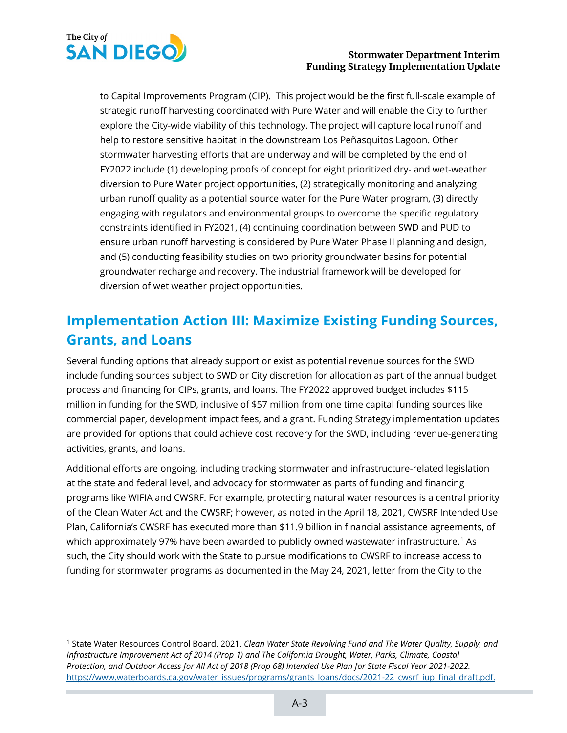to Capital Improvements Program (CIP). This project would be the first full-scale example of strategic runoff harvesting coordinated with Pure Water and will enable the City to further explore the City-wide viability of this technology. The project will capture local runoff and help to restore sensitive habitat in the downstream Los Peñasquitos Lagoon. Other stormwater harvesting efforts that are underway and will be completed by the end of FY2022 include (1) developing proofs of concept for eight prioritized dry- and wet-weather diversion to Pure Water project opportunities, (2) strategically monitoring and analyzing urban runoff quality as a potential source water for the Pure Water program, (3) directly engaging with regulators and environmental groups to overcome the specific regulatory constraints identified in FY2021, (4) continuing coordination between SWD and PUD to ensure urban runoff harvesting is considered by Pure Water Phase II planning and design, and (5) conducting feasibility studies on two priority groundwater basins for potential groundwater recharge and recovery. The industrial framework will be developed for diversion of wet weather project opportunities.

## Implementation Action III: Maximize Existing Funding Sources, Grants, and Loans

Several funding options that already support or exist as potential revenue sources for the SWD include funding sources subject to SWD or City discretion for allocation as part of the annual budget process and financing for CIPs, grants, and loans. The FY2022 approved budget includes $115 million in funding for the SWD, inclusive of $57 million from one time capital funding sources like commercial paper, development impact fees, and a grant. Funding Strategy implementation updates are provided for options that could achieve cost recovery for the SWD, including revenue-generating activities, grants, and loans.

Additional efforts are ongoing, including tracking stormwater and infrastructure-related legislation at the state and federal level, and advocacy for stormwater as parts of funding and financing programs like WIFIA and CWSRF. For example, protecting natural water resources is a central priority of the Clean Water Act and the CWSRF; however, as noted in the April 18, 2021, CWSRF Intended Use Plan, California's CWSRF has executed more than $11.9 billion in financial assistance agreements, of which approximately 97% have been awarded to publicly owned wastewater infrastructure.[1] As such, the City should work with the State to pursue modifications to CWSRF to increase access to funding for stormwater programs as documented in the May 24, 2021, letter from the City to the

[1] State Water Resources Control Board. 2021. *Clean Water State Revolving Fund and The Water Quality, Supply, and Infrastructure Improvement Act of 2014 (Prop 1) and The California Drought, Water, Parks, Climate, Coastal Protection, and Outdoor Access for All Act of 2018 (Prop 68) Intended Use Plan for State Fiscal Year 2021-2022.* https://www.waterboards.ca.gov/water_issues/programs/grants_loans/docs/2021-22_cwsrf_iup_final_draft.pdf.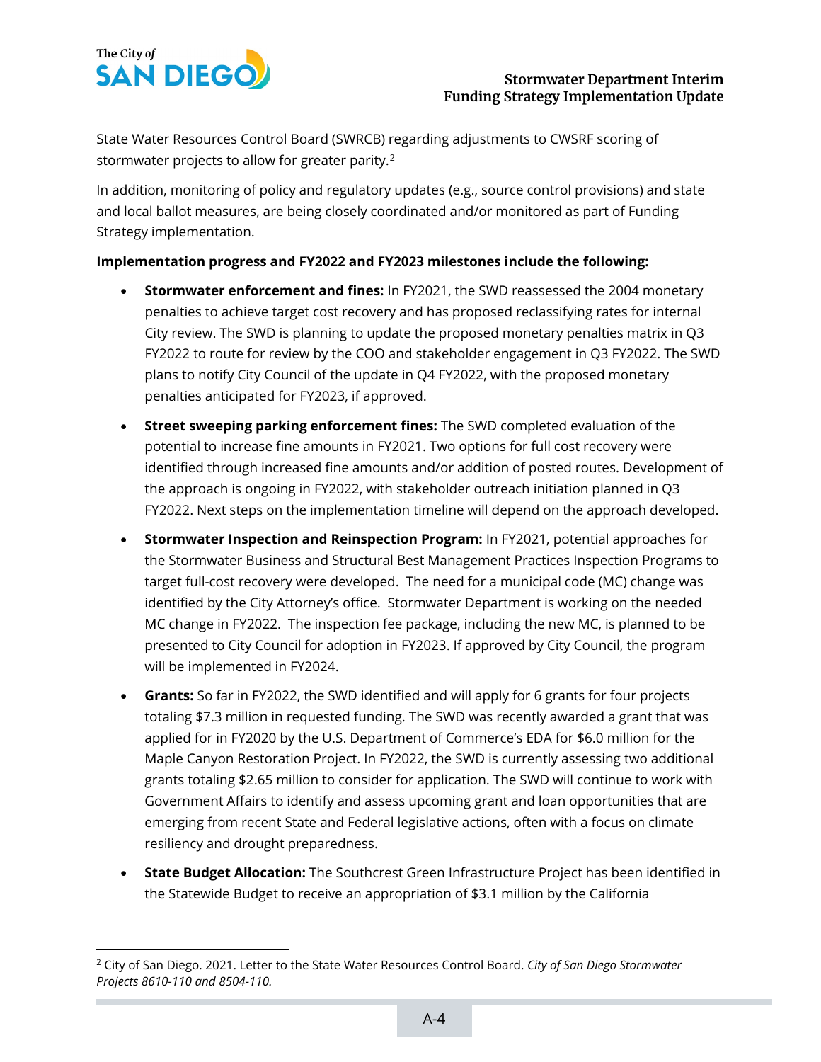State Water Resources Control Board (SWRCB) regarding adjustments to CWSRF scoring of stormwater projects to allow for greater parity.[2]

In addition, monitoring of policy and regulatory updates (e.g., source control provisions) and state and local ballot measures, are being closely coordinated and/or monitored as part of Funding Strategy implementation.

**Implementation progress and FY2022 and FY2023 milestones include the following:**

- **Stormwater enforcement and fines:** In FY2021, the SWD reassessed the 2004 monetary penalties to achieve target cost recovery and has proposed reclassifying rates for internal City review. The SWD is planning to update the proposed monetary penalties matrix in Q3 FY2022 to route for review by the COO and stakeholder engagement in Q3 FY2022. The SWD plans to notify City Council of the update in Q4 FY2022, with the proposed monetary penalties anticipated for FY2023, if approved.
- **Street sweeping parking enforcement fines:** The SWD completed evaluation of the potential to increase fine amounts in FY2021. Two options for full cost recovery were identified through increased fine amounts and/or addition of posted routes. Development of the approach is ongoing in FY2022, with stakeholder outreach initiation planned in Q3 FY2022. Next steps on the implementation timeline will depend on the approach developed.
- **Stormwater Inspection and Reinspection Program:** In FY2021, potential approaches for the Stormwater Business and Structural Best Management Practices Inspection Programs to target full-cost recovery were developed. The need for a municipal code (MC) change was identified by the City Attorney's office. Stormwater Department is working on the needed MC change in FY2022. The inspection fee package, including the new MC, is planned to be presented to City Council for adoption in FY2023. If approved by City Council, the program will be implemented in FY2024.
- **Grants:** So far in FY2022, the SWD identified and will apply for 6 grants for four projects totaling $7.3 million in requested funding. The SWD was recently awarded a grant that was applied for in FY2020 by the U.S. Department of Commerce's EDA for $6.0 million for the Maple Canyon Restoration Project. In FY2022, the SWD is currently assessing two additional grants totaling $2.65 million to consider for application. The SWD will continue to work with Government Affairs to identify and assess upcoming grant and loan opportunities that are emerging from recent State and Federal legislative actions, often with a focus on climate resiliency and drought preparedness.
- **State Budget Allocation:** The Southcrest Green Infrastructure Project has been identified in the Statewide Budget to receive an appropriation of $3.1 million by the California

[2] City of San Diego. 2021. Letter to the State Water Resources Control Board. *City of San Diego Stormwater Projects 8610-110 and 8504-110.*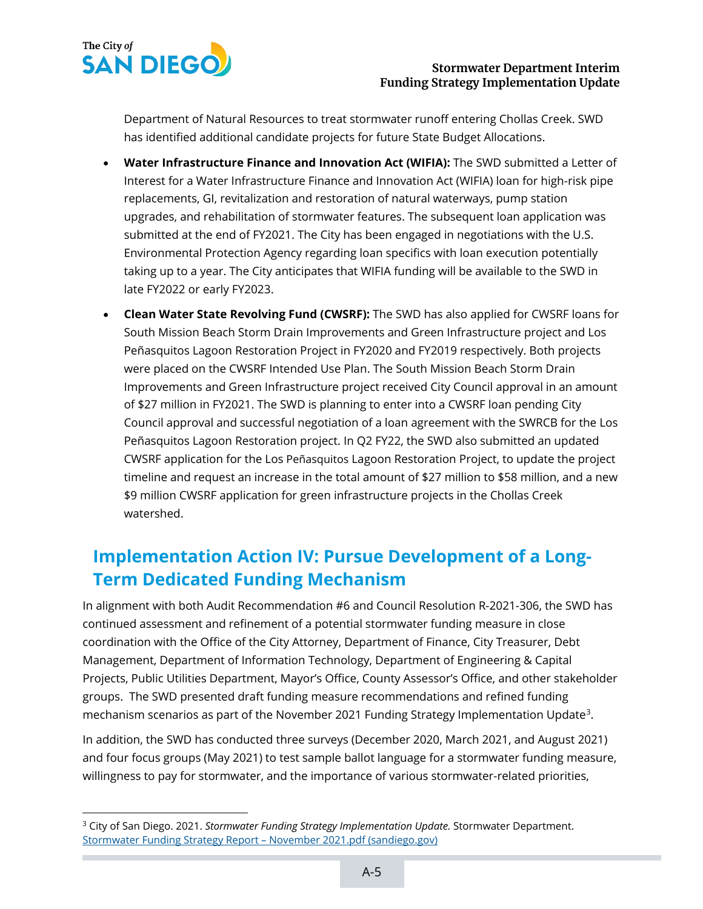Department of Natural Resources to treat stormwater runoff entering Chollas Creek. SWD has identified additional candidate projects for future State Budget Allocations.

- **Water Infrastructure Finance and Innovation Act (WIFIA):** The SWD submitted a Letter of Interest for a Water Infrastructure Finance and Innovation Act (WIFIA) loan for high-risk pipe replacements, GI, revitalization and restoration of natural waterways, pump station upgrades, and rehabilitation of stormwater features. The subsequent loan application was submitted at the end of FY2021. The City has been engaged in negotiations with the U.S. Environmental Protection Agency regarding loan specifics with loan execution potentially taking up to a year. The City anticipates that WIFIA funding will be available to the SWD in late FY2022 or early FY2023.
- **Clean Water State Revolving Fund (CWSRF):** The SWD has also applied for CWSRF loans for South Mission Beach Storm Drain Improvements and Green Infrastructure project and Los Peñasquitos Lagoon Restoration Project in FY2020 and FY2019 respectively. Both projects were placed on the CWSRF Intended Use Plan. The South Mission Beach Storm Drain Improvements and Green Infrastructure project received City Council approval in an amount of $27 million in FY2021. The SWD is planning to enter into a CWSRF loan pending City Council approval and successful negotiation of a loan agreement with the SWRCB for the Los Peñasquitos Lagoon Restoration project. In Q2 FY22, the SWD also submitted an updated CWSRF application for the Los Peñasquitos Lagoon Restoration Project, to update the project timeline and request an increase in the total amount of $27 million to $58 million, and a new $9 million CWSRF application for green infrastructure projects in the Chollas Creek watershed.

## Implementation Action IV: Pursue Development of a Long-Term Dedicated Funding Mechanism

In alignment with both Audit Recommendation #6 and Council Resolution R-2021-306, the SWD has continued assessment and refinement of a potential stormwater funding measure in close coordination with the Office of the City Attorney, Department of Finance, City Treasurer, Debt Management, Department of Information Technology, Department of Engineering & Capital Projects, Public Utilities Department, Mayor's Office, County Assessor's Office, and other stakeholder groups. The SWD presented draft funding measure recommendations and refined funding mechanism scenarios as part of the November 2021 Funding Strategy Implementation Update[3].

In addition, the SWD has conducted three surveys (December 2020, March 2021, and August 2021) and four focus groups (May 2021) to test sample ballot language for a stormwater funding measure, willingness to pay for stormwater, and the importance of various stormwater-related priorities,

[3] City of San Diego. 2021. *Stormwater Funding Strategy Implementation Update.* Stormwater Department. Stormwater Funding Strategy Report – November 2021.pdf (sandiego.gov)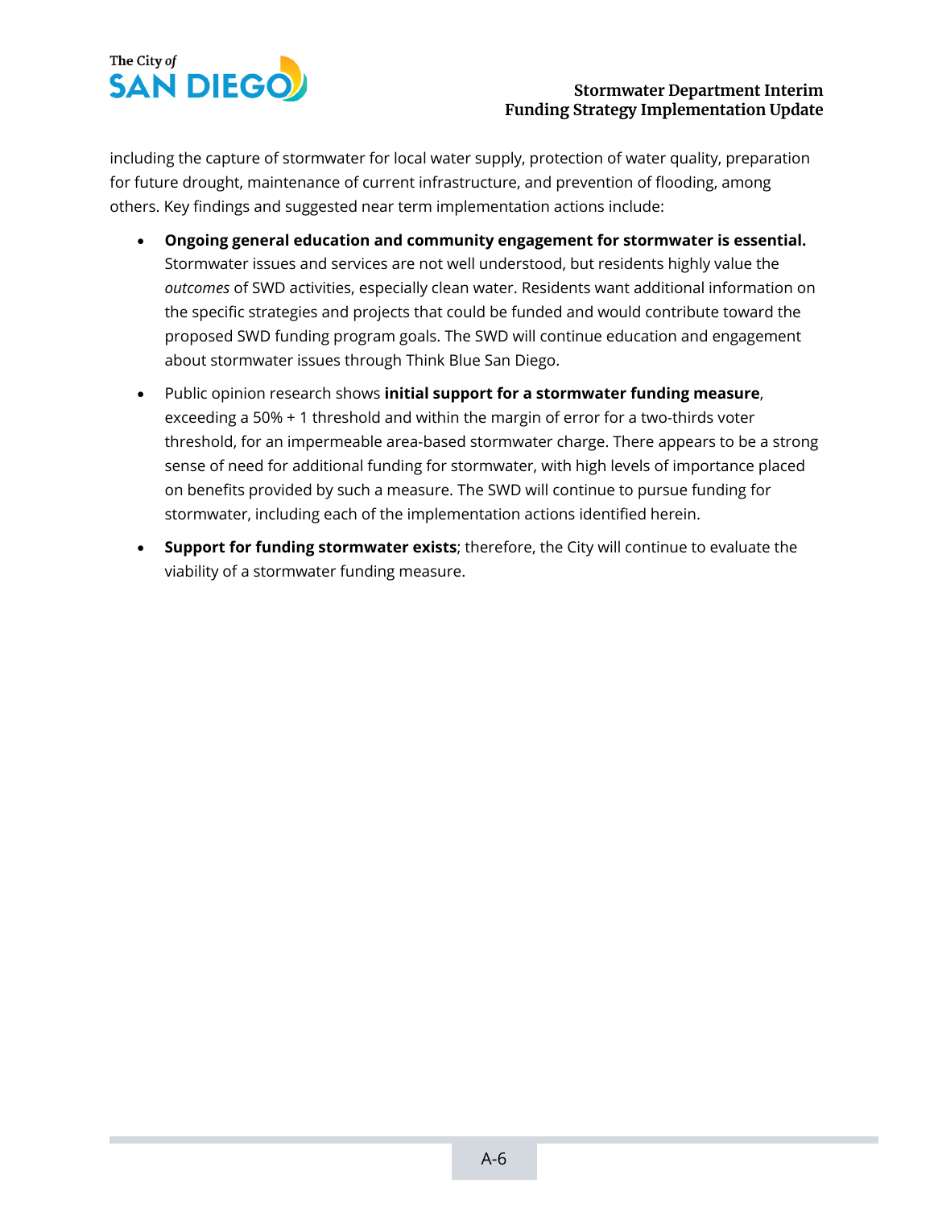including the capture of stormwater for local water supply, protection of water quality, preparation for future drought, maintenance of current infrastructure, and prevention of flooding, among others. Key findings and suggested near term implementation actions include:

- **Ongoing general education and community engagement for stormwater is essential.** Stormwater issues and services are not well understood, but residents highly value the *outcomes* of SWD activities, especially clean water. Residents want additional information on the specific strategies and projects that could be funded and would contribute toward the proposed SWD funding program goals. The SWD will continue education and engagement about stormwater issues through Think Blue San Diego.
- Public opinion research shows **initial support for a stormwater funding measure**, exceeding a 50% + 1 threshold and within the margin of error for a two-thirds voter threshold, for an impermeable area-based stormwater charge. There appears to be a strong sense of need for additional funding for stormwater, with high levels of importance placed on benefits provided by such a measure. The SWD will continue to pursue funding for stormwater, including each of the implementation actions identified herein.
- **Support for funding stormwater exists**; therefore, the City will continue to evaluate the viability of a stormwater funding measure.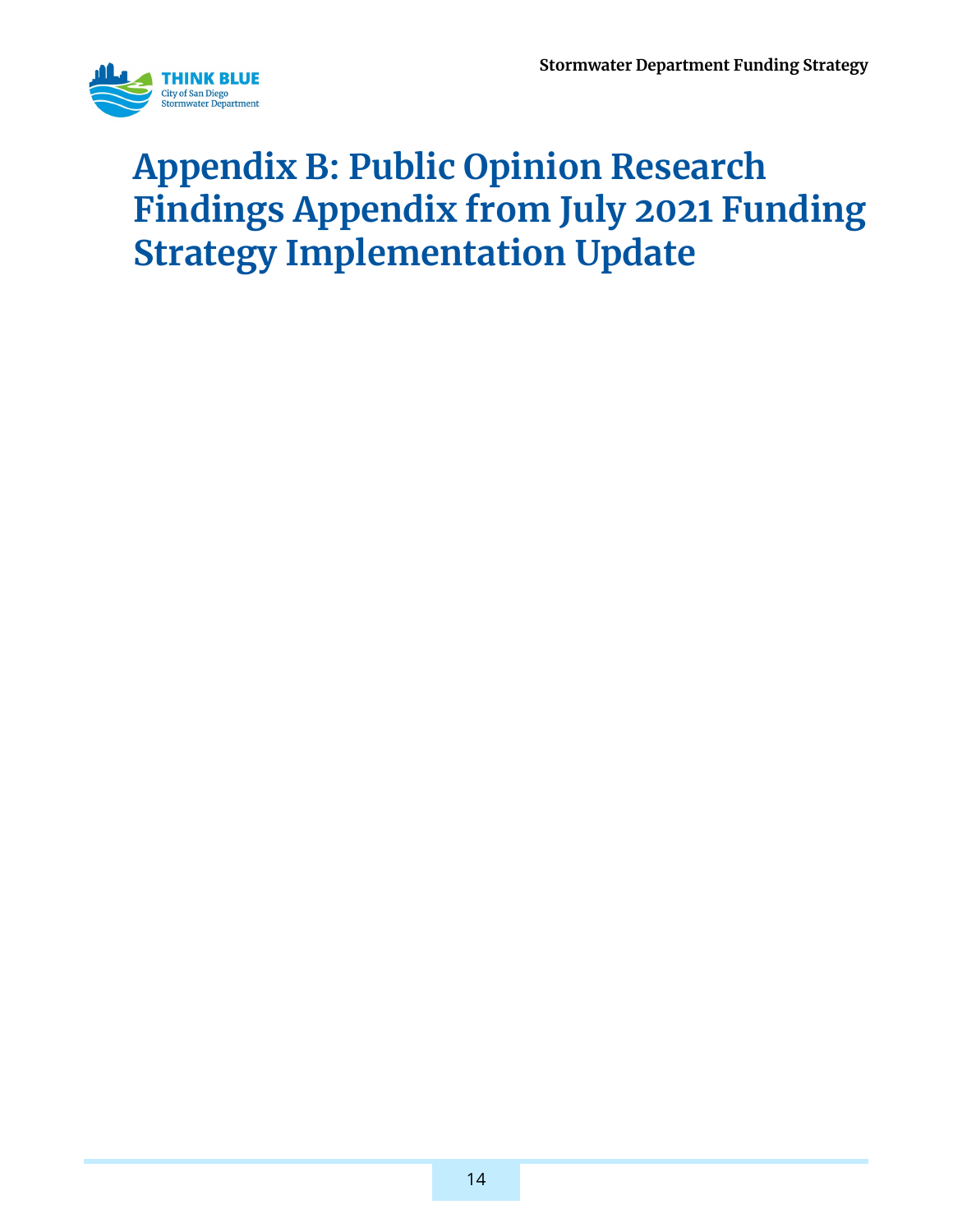# Appendix B: Public Opinion Research Findings Appendix from July 2021 Funding Strategy Implementation Update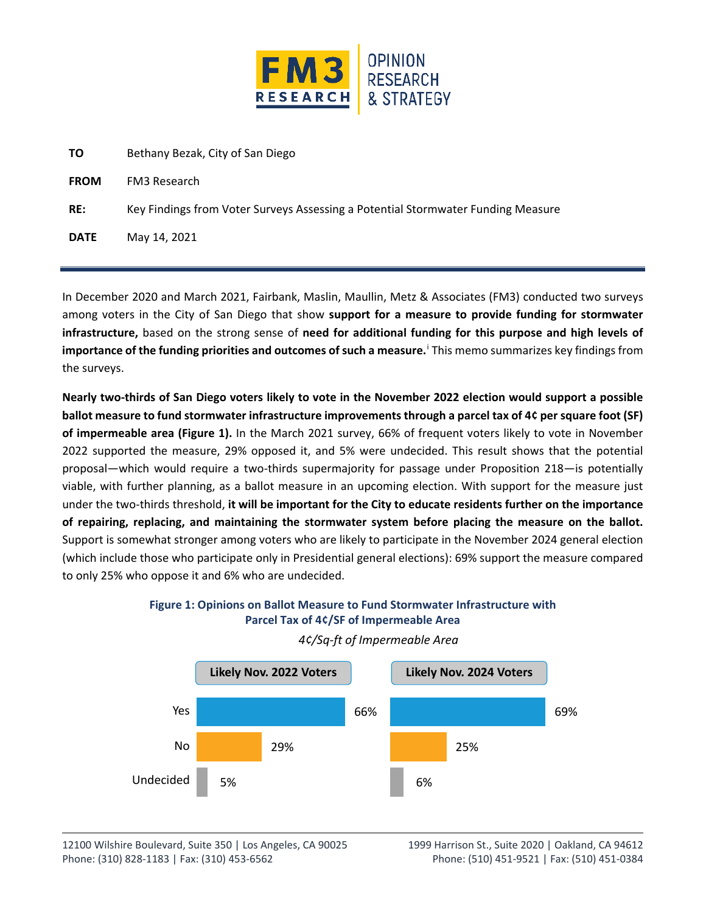**TO** Bethany Bezak, City of San Diego

**FROM** FM3 Research

**RE:** Key Findings from Voter Surveys Assessing a Potential Stormwater Funding Measure

**DATE** May 14, 2021

---

In December 2020 and March 2021, Fairbank, Maslin, Maullin, Metz & Associates (FM3) conducted two surveys among voters in the City of San Diego that show **support for a measure to provide funding for stormwater infrastructure,** based on the strong sense of **need for additional funding for this purpose and high levels of importance of the funding priorities and outcomes of such a measure.**[i] This memo summarizes key findings from the surveys.

**Nearly two-thirds of San Diego voters likely to vote in the November 2022 election would support a possible ballot measure to fund stormwater infrastructure improvements through a parcel tax of 4¢ per square foot (SF) of impermeable area (Figure 1).** In the March 2021 survey, 66% of frequent voters likely to vote in November 2022 supported the measure, 29% opposed it, and 5% were undecided. This result shows that the potential proposal—which would require a two-thirds supermajority for passage under Proposition 218—is potentially viable, with further planning, as a ballot measure in an upcoming election. With support for the measure just under the two-thirds threshold, **it will be important for the City to educate residents further on the importance of repairing, replacing, and maintaining the stormwater system before placing the measure on the ballot.** Support is somewhat stronger among voters who are likely to participate in the November 2024 general election (which include those who participate only in Presidential general elections): 69% support the measure compared to only 25% who oppose it and 6% who are undecided.

**Figure 1: Opinions on Ballot Measure to Fund Stormwater Infrastructure with Parcel Tax of 4¢/SF of Impermeable Area**

*4¢/Sq-ft of Impermeable Area*

| | Likely Nov. 2022 Voters | Likely Nov. 2024 Voters |
|---|---|---|
| Yes | 66% | 69% |
| No | 29% | 25% |
| Undecided | 5% | 6% |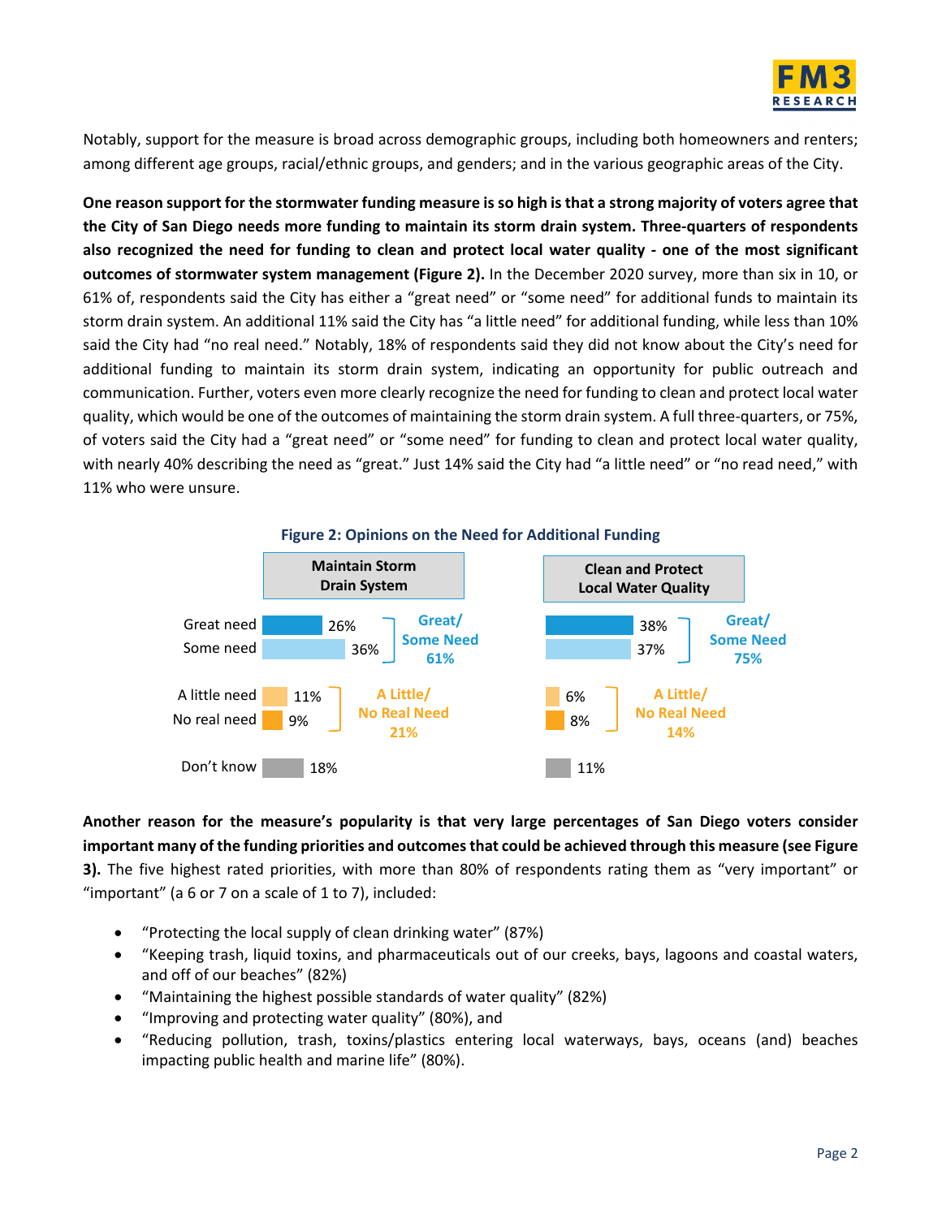Notably, support for the measure is broad across demographic groups, including both homeowners and renters; among different age groups, racial/ethnic groups, and genders; and in the various geographic areas of the City.

**One reason support for the stormwater funding measure is so high is that a strong majority of voters agree that the City of San Diego needs more funding to maintain its storm drain system. Three-quarters of respondents also recognized the need for funding to clean and protect local water quality - one of the most significant outcomes of stormwater system management (Figure 2).** In the December 2020 survey, more than six in 10, or 61% of, respondents said the City has either a "great need" or "some need" for additional funds to maintain its storm drain system. An additional 11% said the City has "a little need" for additional funding, while less than 10% said the City had "no real need." Notably, 18% of respondents said they did not know about the City's need for additional funding to maintain its storm drain system, indicating an opportunity for public outreach and communication. Further, voters even more clearly recognize the need for funding to clean and protect local water quality, which would be one of the outcomes of maintaining the storm drain system. A full three-quarters, or 75%, of voters said the City had a "great need" or "some need" for funding to clean and protect local water quality, with nearly 40% describing the need as "great." Just 14% said the City had "a little need" or "no read need," with 11% who were unsure.

**Figure 2: Opinions on the Need for Additional Funding**

| | Maintain Storm Drain System | | Clean and Protect Local Water Quality | |
|---|---|---|---|---|
| Great need | 26% | Great/Some Need 61% | 38% | Great/Some Need 75% |
| Some need | 36% | | 37% | |
| A little need | 11% | A Little/No Real Need 21% | 6% | A Little/No Real Need 14% |
| No real need | 9% | | 8% | |
| Don't know | 18% | | 11% | |

**Another reason for the measure's popularity is that very large percentages of San Diego voters consider important many of the funding priorities and outcomes that could be achieved through this measure (see Figure 3).** The five highest rated priorities, with more than 80% of respondents rating them as "very important" or "important" (a 6 or 7 on a scale of 1 to 7), included:

- "Protecting the local supply of clean drinking water" (87%)
- "Keeping trash, liquid toxins, and pharmaceuticals out of our creeks, bays, lagoons and coastal waters, and off of our beaches" (82%)
- "Maintaining the highest possible standards of water quality" (82%)
- "Improving and protecting water quality" (80%), and
- "Reducing pollution, trash, toxins/plastics entering local waterways, bays, oceans (and) beaches impacting public health and marine life" (80%).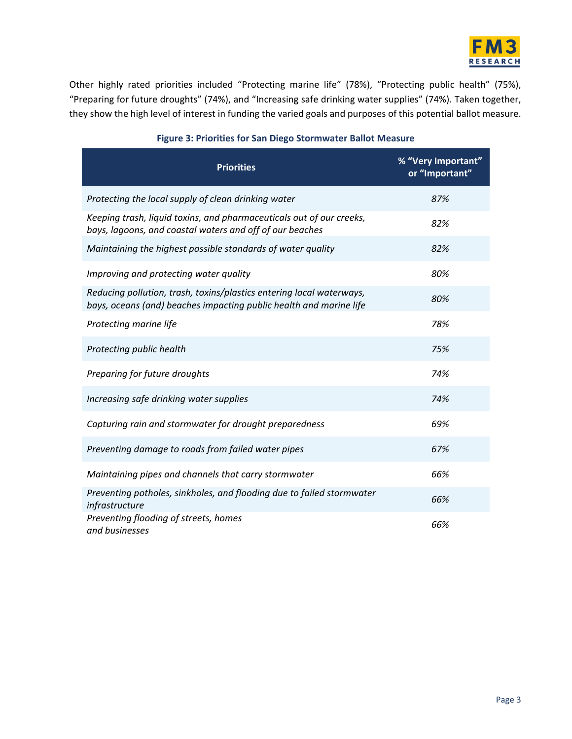Other highly rated priorities included "Protecting marine life" (78%), "Protecting public health" (75%), "Preparing for future droughts" (74%), and "Increasing safe drinking water supplies" (74%). Taken together, they show the high level of interest in funding the varied goals and purposes of this potential ballot measure.

**Figure 3: Priorities for San Diego Stormwater Ballot Measure**

| Priorities | % "Very Important" or "Important" |
|---|---|
| *Protecting the local supply of clean drinking water* | *87%* |
| *Keeping trash, liquid toxins, and pharmaceuticals out of our creeks, bays, lagoons, and coastal waters and off of our beaches* | *82%* |
| *Maintaining the highest possible standards of water quality* | *82%* |
| *Improving and protecting water quality* | *80%* |
| *Reducing pollution, trash, toxins/plastics entering local waterways, bays, oceans (and) beaches impacting public health and marine life* | *80%* |
| *Protecting marine life* | *78%* |
| *Protecting public health* | *75%* |
| *Preparing for future droughts* | *74%* |
| *Increasing safe drinking water supplies* | *74%* |
| *Capturing rain and stormwater for drought preparedness* | *69%* |
| *Preventing damage to roads from failed water pipes* | *67%* |
| *Maintaining pipes and channels that carry stormwater* | *66%* |
| *Preventing potholes, sinkholes, and flooding due to failed stormwater infrastructure* | *66%* |
| *Preventing flooding of streets, homes and businesses* | *66%* |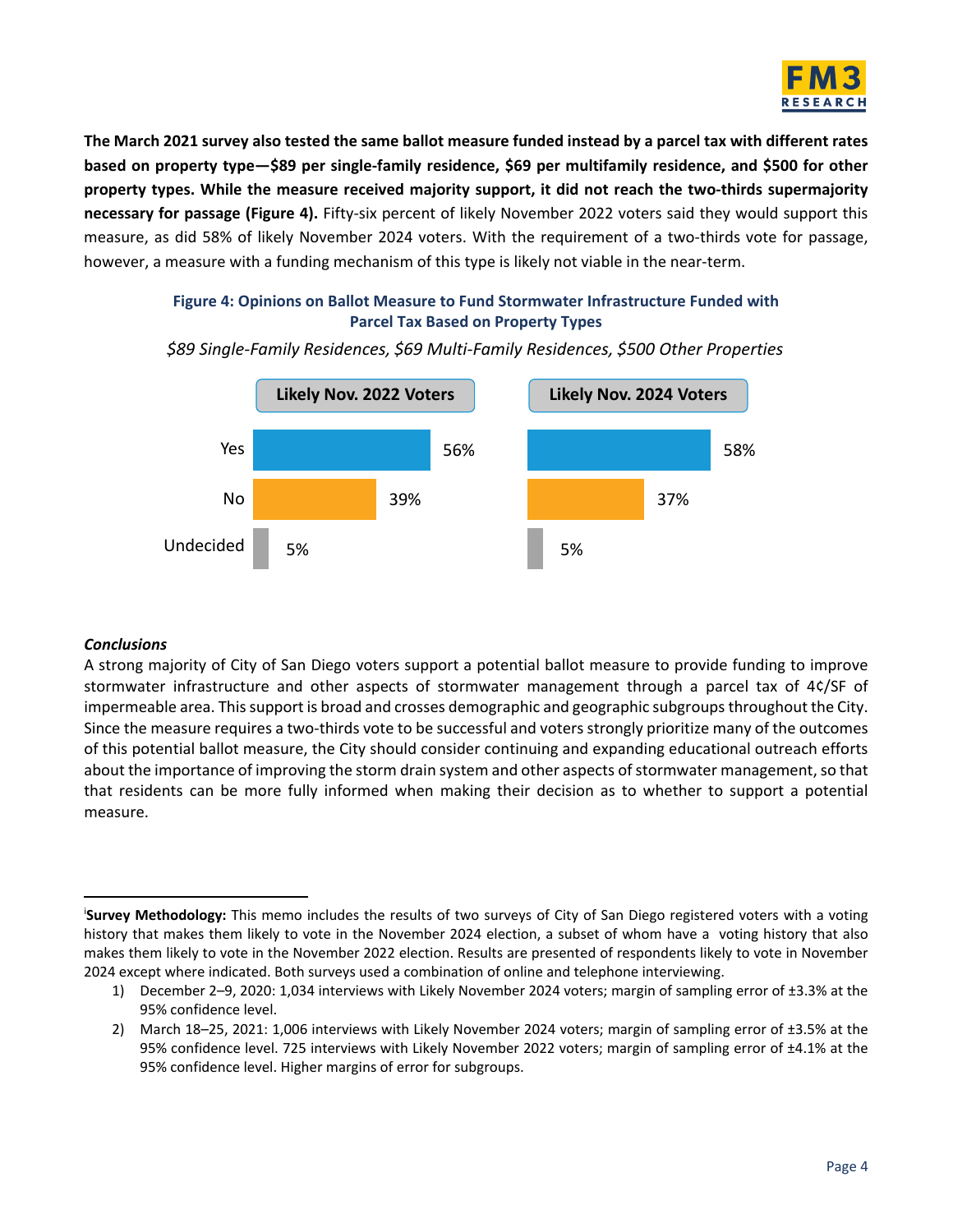**The March 2021 survey also tested the same ballot measure funded instead by a parcel tax with different rates based on property type—$89 per single-family residence, $69 per multifamily residence, and $500 for other property types. While the measure received majority support, it did not reach the two-thirds supermajority necessary for passage (Figure 4).** Fifty-six percent of likely November 2022 voters said they would support this measure, as did 58% of likely November 2024 voters. With the requirement of a two-thirds vote for passage, however, a measure with a funding mechanism of this type is likely not viable in the near-term.

**Figure 4: Opinions on Ballot Measure to Fund Stormwater Infrastructure Funded with Parcel Tax Based on Property Types**

*$89 Single-Family Residences, $69 Multi-Family Residences, $500 Other Properties*

| | Likely Nov. 2022 Voters | Likely Nov. 2024 Voters |
|---|---|---|
| Yes | 56% | 58% |
| No | 39% | 37% |
| Undecided | 5% | 5% |

***Conclusions***

A strong majority of City of San Diego voters support a potential ballot measure to provide funding to improve stormwater infrastructure and other aspects of stormwater management through a parcel tax of 4¢/SF of impermeable area. This support is broad and crosses demographic and geographic subgroups throughout the City. Since the measure requires a two-thirds vote to be successful and voters strongly prioritize many of the outcomes of this potential ballot measure, the City should consider continuing and expanding educational outreach efforts about the importance of improving the storm drain system and other aspects of stormwater management, so that that residents can be more fully informed when making their decision as to whether to support a potential measure.

---

[i] **Survey Methodology:** This memo includes the results of two surveys of City of San Diego registered voters with a voting history that makes them likely to vote in the November 2024 election, a subset of whom have a voting history that also makes them likely to vote in the November 2022 election. Results are presented of respondents likely to vote in November 2024 except where indicated. Both surveys used a combination of online and telephone interviewing.

1) December 2–9, 2020: 1,034 interviews with Likely November 2024 voters; margin of sampling error of ±3.3% at the 95% confidence level.
2) March 18–25, 2021: 1,006 interviews with Likely November 2024 voters; margin of sampling error of ±3.5% at the 95% confidence level. 725 interviews with Likely November 2022 voters; margin of sampling error of ±4.1% at the 95% confidence level. Higher margins of error for subgroups.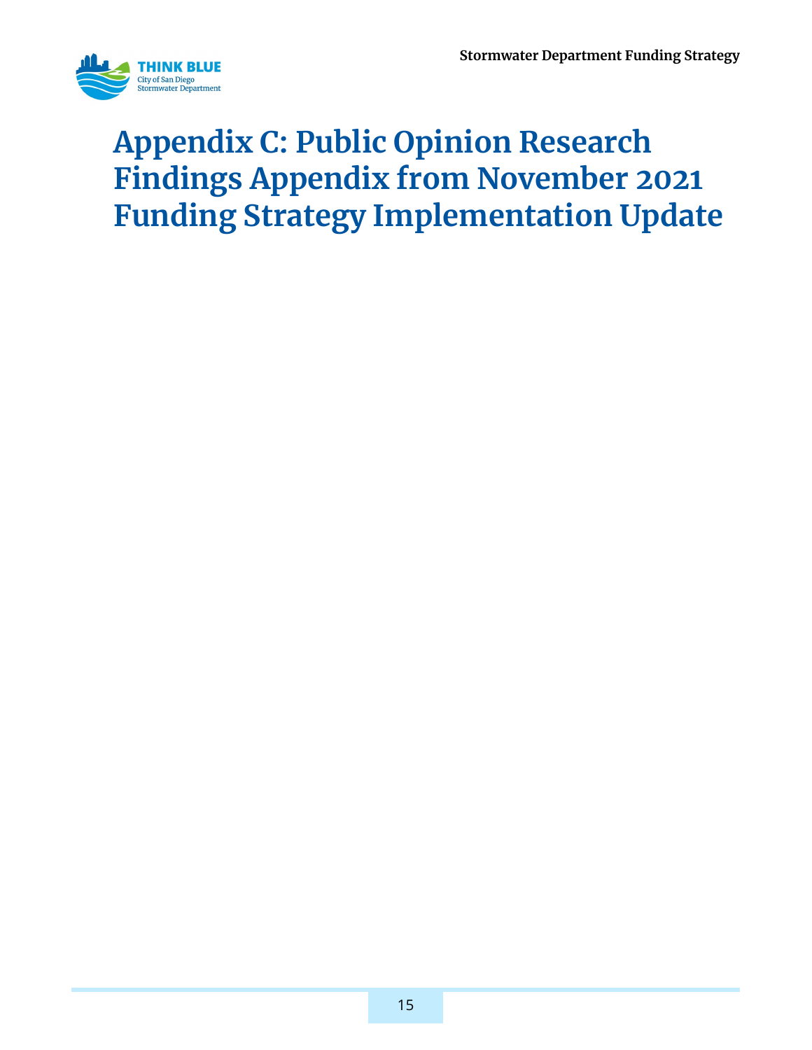# Appendix C: Public Opinion Research Findings Appendix from November 2021 Funding Strategy Implementation Update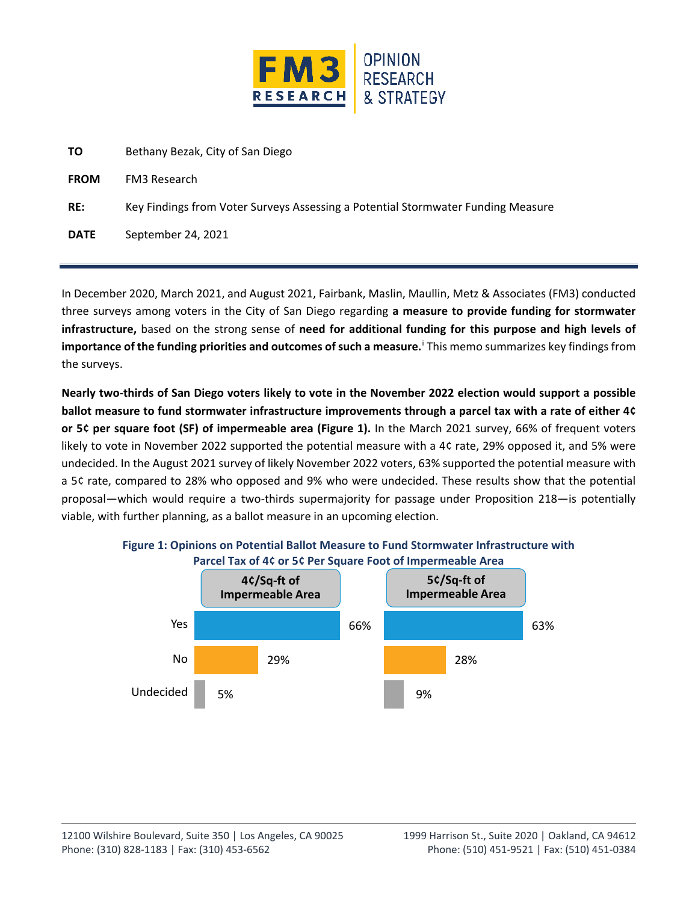| | |
|---|---|
| **TO** | Bethany Bezak, City of San Diego |
| **FROM** | FM3 Research |
| **RE:** | Key Findings from Voter Surveys Assessing a Potential Stormwater Funding Measure |
| **DATE** | September 24, 2021 |

In December 2020, March 2021, and August 2021, Fairbank, Maslin, Maullin, Metz & Associates (FM3) conducted three surveys among voters in the City of San Diego regarding **a measure to provide funding for stormwater infrastructure,** based on the strong sense of **need for additional funding for this purpose and high levels of importance of the funding priorities and outcomes of such a measure.**[i] This memo summarizes key findings from the surveys.

**Nearly two-thirds of San Diego voters likely to vote in the November 2022 election would support a possible ballot measure to fund stormwater infrastructure improvements through a parcel tax with a rate of either 4¢ or 5¢ per square foot (SF) of impermeable area (Figure 1).** In the March 2021 survey, 66% of frequent voters likely to vote in November 2022 supported the potential measure with a 4¢ rate, 29% opposed it, and 5% were undecided. In the August 2021 survey of likely November 2022 voters, 63% supported the potential measure with a 5¢ rate, compared to 28% who opposed and 9% who were undecided. These results show that the potential proposal—which would require a two-thirds supermajority for passage under Proposition 218—is potentially viable, with further planning, as a ballot measure in an upcoming election.

**Figure 1: Opinions on Potential Ballot Measure to Fund Stormwater Infrastructure with Parcel Tax of 4¢ or 5¢ Per Square Foot of Impermeable Area**

| | 4¢/Sq-ft of Impermeable Area | 5¢/Sq-ft of Impermeable Area |
|---|---|---|
| Yes | 66% | 63% |
| No | 29% | 28% |
| Undecided | 5% | 9% |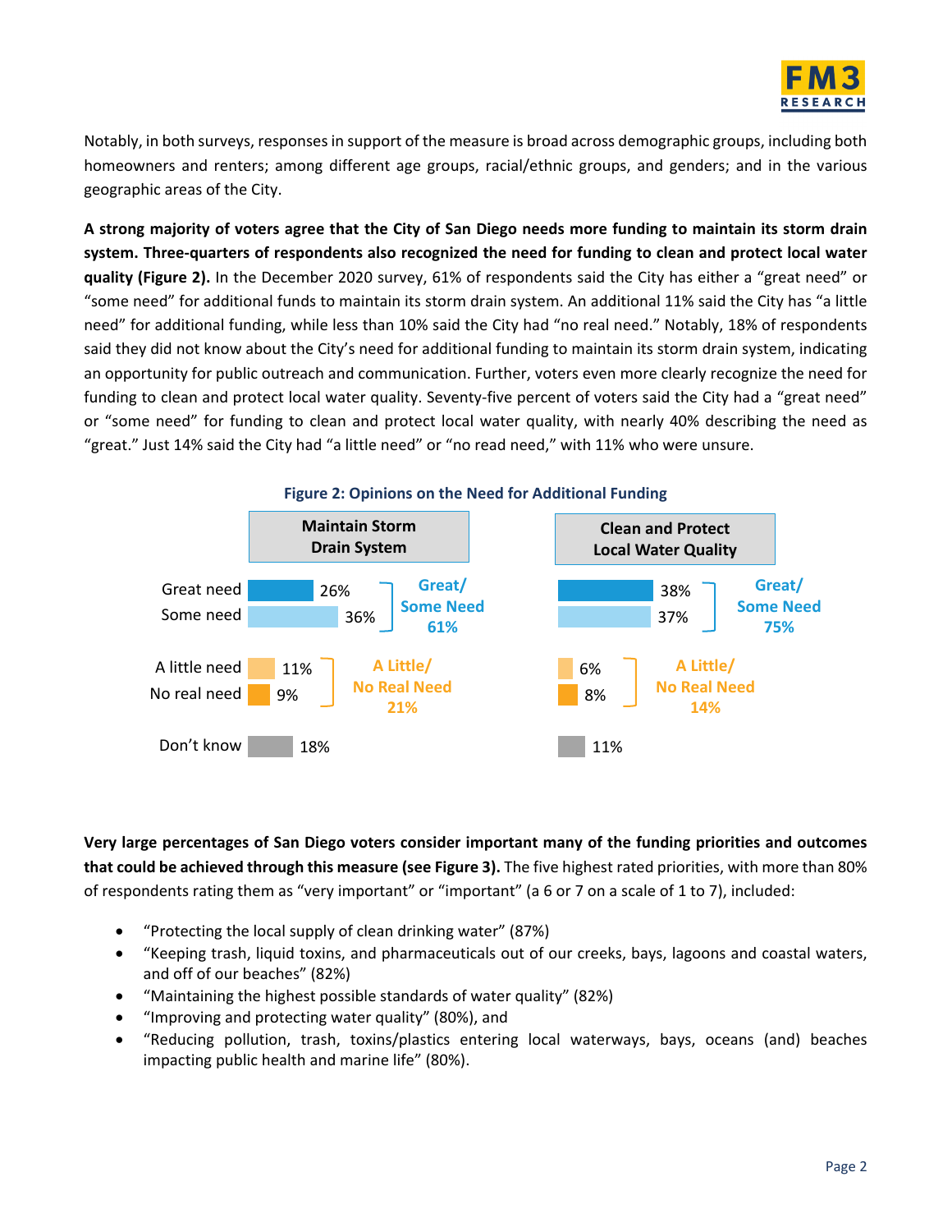Notably, in both surveys, responses in support of the measure is broad across demographic groups, including both homeowners and renters; among different age groups, racial/ethnic groups, and genders; and in the various geographic areas of the City.

**A strong majority of voters agree that the City of San Diego needs more funding to maintain its storm drain system. Three-quarters of respondents also recognized the need for funding to clean and protect local water quality (Figure 2).** In the December 2020 survey, 61% of respondents said the City has either a "great need" or "some need" for additional funds to maintain its storm drain system. An additional 11% said the City has "a little need" for additional funding, while less than 10% said the City had "no real need." Notably, 18% of respondents said they did not know about the City's need for additional funding to maintain its storm drain system, indicating an opportunity for public outreach and communication. Further, voters even more clearly recognize the need for funding to clean and protect local water quality. Seventy-five percent of voters said the City had a "great need" or "some need" for funding to clean and protect local water quality, with nearly 40% describing the need as "great." Just 14% said the City had "a little need" or "no read need," with 11% who were unsure.

**Figure 2: Opinions on the Need for Additional Funding**

| | Maintain Storm Drain System | Clean and Protect Local Water Quality |
|---|---|---|
| Great need | 26% | 38% |
| Some need | 36% | 37% |
| **Great/Some Need** | **61%** | **75%** |
| A little need | 11% | 6% |
| No real need | 9% | 8% |
| **A Little/No Real Need** | **21%** | **14%** |
| Don't know | 18% | 11% |

**Very large percentages of San Diego voters consider important many of the funding priorities and outcomes that could be achieved through this measure (see Figure 3).** The five highest rated priorities, with more than 80% of respondents rating them as "very important" or "important" (a 6 or 7 on a scale of 1 to 7), included:

- "Protecting the local supply of clean drinking water" (87%)
- "Keeping trash, liquid toxins, and pharmaceuticals out of our creeks, bays, lagoons and coastal waters, and off of our beaches" (82%)
- "Maintaining the highest possible standards of water quality" (82%)
- "Improving and protecting water quality" (80%), and
- "Reducing pollution, trash, toxins/plastics entering local waterways, bays, oceans (and) beaches impacting public health and marine life" (80%).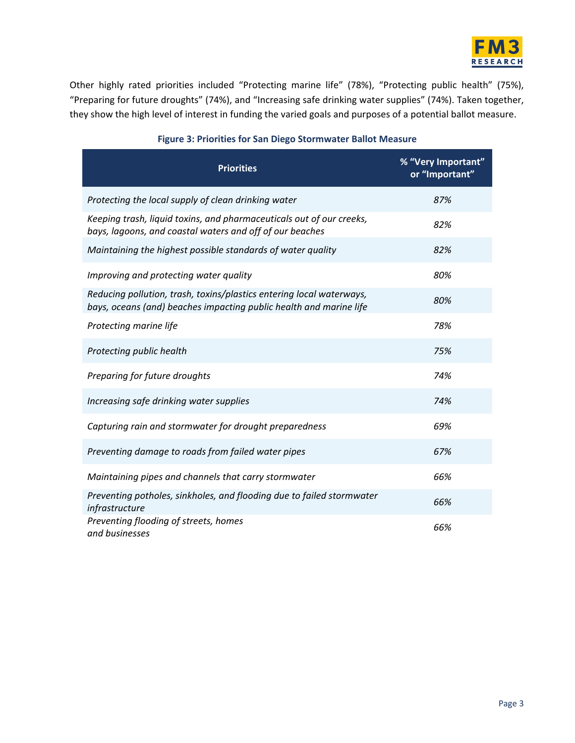Other highly rated priorities included "Protecting marine life" (78%), "Protecting public health" (75%), "Preparing for future droughts" (74%), and "Increasing safe drinking water supplies" (74%). Taken together, they show the high level of interest in funding the varied goals and purposes of a potential ballot measure.

**Figure 3: Priorities for San Diego Stormwater Ballot Measure**

| Priorities | % "Very Important" or "Important" |
|---|---|
| *Protecting the local supply of clean drinking water* | *87%* |
| *Keeping trash, liquid toxins, and pharmaceuticals out of our creeks, bays, lagoons, and coastal waters and off of our beaches* | *82%* |
| *Maintaining the highest possible standards of water quality* | *82%* |
| *Improving and protecting water quality* | *80%* |
| *Reducing pollution, trash, toxins/plastics entering local waterways, bays, oceans (and) beaches impacting public health and marine life* | *80%* |
| *Protecting marine life* | *78%* |
| *Protecting public health* | *75%* |
| *Preparing for future droughts* | *74%* |
| *Increasing safe drinking water supplies* | *74%* |
| *Capturing rain and stormwater for drought preparedness* | *69%* |
| *Preventing damage to roads from failed water pipes* | *67%* |
| *Maintaining pipes and channels that carry stormwater* | *66%* |
| *Preventing potholes, sinkholes, and flooding due to failed stormwater infrastructure* | *66%* |
| *Preventing flooding of streets, homes and businesses* | *66%* |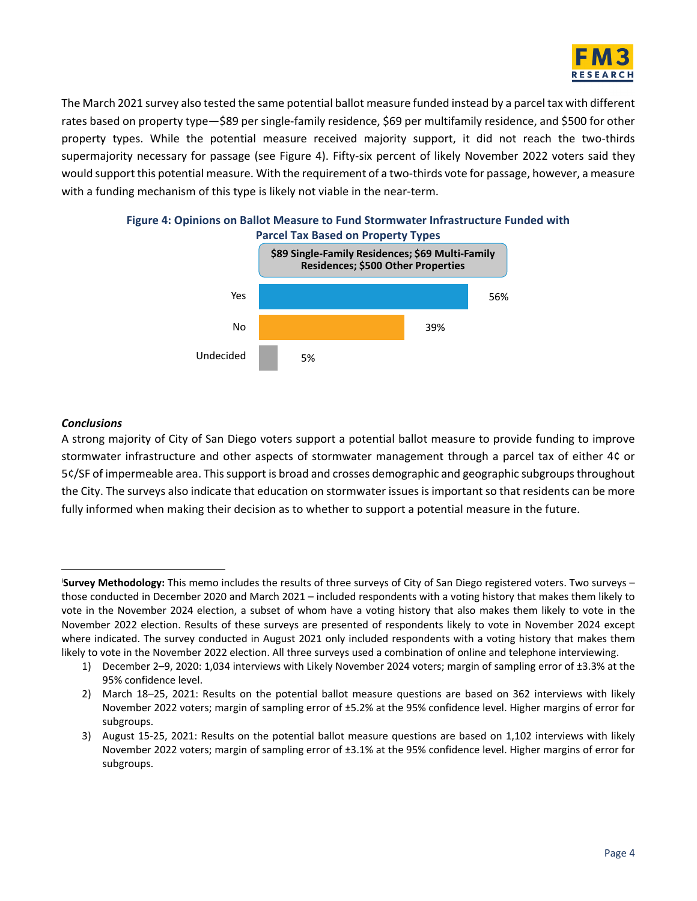The March 2021 survey also tested the same potential ballot measure funded instead by a parcel tax with different rates based on property type—$89 per single-family residence, $69 per multifamily residence, and $500 for other property types. While the potential measure received majority support, it did not reach the two-thirds supermajority necessary for passage (see Figure 4). Fifty-six percent of likely November 2022 voters said they would support this potential measure. With the requirement of a two-thirds vote for passage, however, a measure with a funding mechanism of this type is likely not viable in the near-term.

**Figure 4: Opinions on Ballot Measure to Fund Stormwater Infrastructure Funded with Parcel Tax Based on Property Types**

$89 Single-Family Residences; $69 Multi-Family Residences; $500 Other Properties

Yes 56%

No 39%

Undecided 5%

***Conclusions***

A strong majority of City of San Diego voters support a potential ballot measure to provide funding to improve stormwater infrastructure and other aspects of stormwater management through a parcel tax of either 4¢ or 5¢/SF of impermeable area. This support is broad and crosses demographic and geographic subgroups throughout the City. The surveys also indicate that education on stormwater issues is important so that residents can be more fully informed when making their decision as to whether to support a potential measure in the future.

---

[i] **Survey Methodology:** This memo includes the results of three surveys of City of San Diego registered voters. Two surveys – those conducted in December 2020 and March 2021 – included respondents with a voting history that makes them likely to vote in the November 2024 election, a subset of whom have a voting history that also makes them likely to vote in the November 2022 election. Results of these surveys are presented of respondents likely to vote in November 2024 except where indicated. The survey conducted in August 2021 only included respondents with a voting history that makes them likely to vote in the November 2022 election. All three surveys used a combination of online and telephone interviewing.

1) December 2–9, 2020: 1,034 interviews with Likely November 2024 voters; margin of sampling error of ±3.3% at the 95% confidence level.
2) March 18–25, 2021: Results on the potential ballot measure questions are based on 362 interviews with likely November 2022 voters; margin of sampling error of ±5.2% at the 95% confidence level. Higher margins of error for subgroups.
3) August 15-25, 2021: Results on the potential ballot measure questions are based on 1,102 interviews with likely November 2022 voters; margin of sampling error of ±3.1% at the 95% confidence level. Higher margins of error for subgroups.